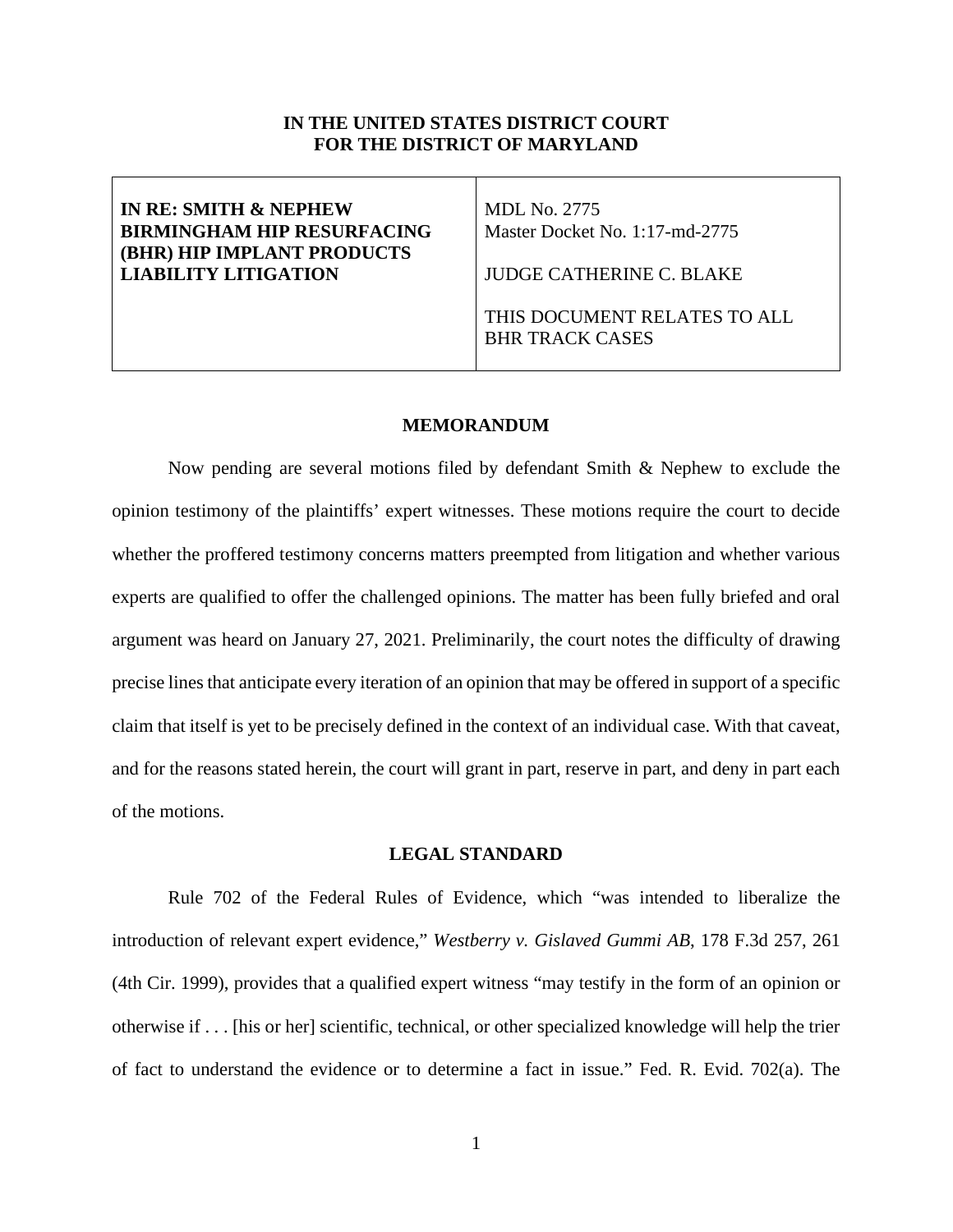**IN THE UNITED STATES DISTRICT COURT**
**FOR THE DISTRICT OF MARYLAND**

| **IN RE: SMITH & NEPHEW BIRMINGHAM HIP RESURFACING (BHR) HIP IMPLANT PRODUCTS LIABILITY LITIGATION** | MDL No. 2775<br>Master Docket No. 1:17-md-2775<br><br>JUDGE CATHERINE C. BLAKE<br><br>THIS DOCUMENT RELATES TO ALL BHR TRACK CASES |
|---|---|

## MEMORANDUM

Now pending are several motions filed by defendant Smith & Nephew to exclude the opinion testimony of the plaintiffs' expert witnesses. These motions require the court to decide whether the proffered testimony concerns matters preempted from litigation and whether various experts are qualified to offer the challenged opinions. The matter has been fully briefed and oral argument was heard on January 27, 2021. Preliminarily, the court notes the difficulty of drawing precise lines that anticipate every iteration of an opinion that may be offered in support of a specific claim that itself is yet to be precisely defined in the context of an individual case. With that caveat, and for the reasons stated herein, the court will grant in part, reserve in part, and deny in part each of the motions.

## LEGAL STANDARD

Rule 702 of the Federal Rules of Evidence, which "was intended to liberalize the introduction of relevant expert evidence," *Westberry v. Gislaved Gummi AB*, 178 F.3d 257, 261 (4th Cir. 1999), provides that a qualified expert witness "may testify in the form of an opinion or otherwise if . . . [his or her] scientific, technical, or other specialized knowledge will help the trier of fact to understand the evidence or to determine a fact in issue." Fed. R. Evid. 702(a). The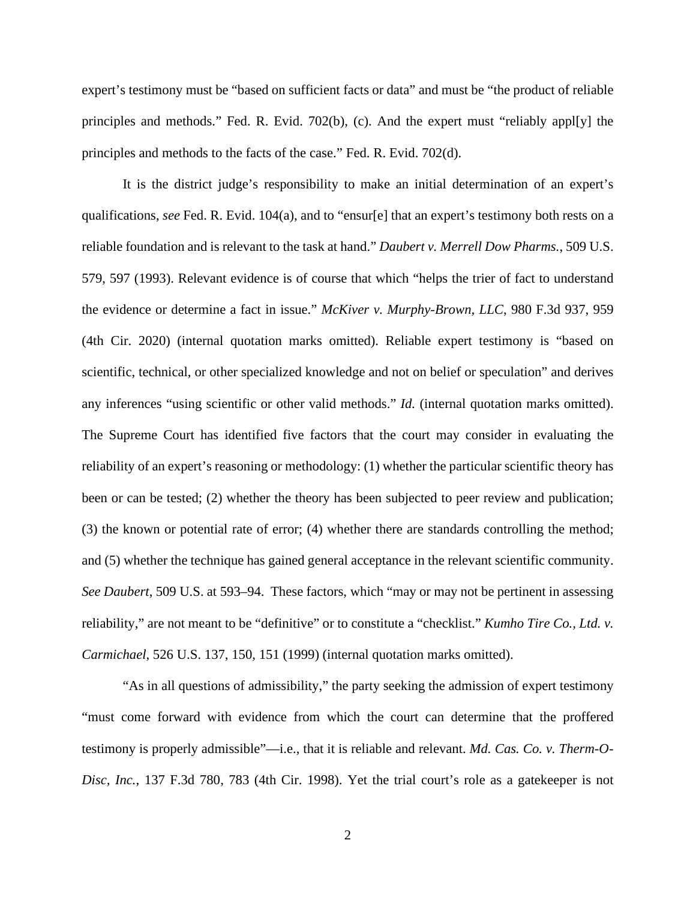expert's testimony must be "based on sufficient facts or data" and must be "the product of reliable principles and methods." Fed. R. Evid. 702(b), (c). And the expert must "reliably appl[y] the principles and methods to the facts of the case." Fed. R. Evid. 702(d).

It is the district judge's responsibility to make an initial determination of an expert's qualifications, *see* Fed. R. Evid. 104(a), and to "ensur[e] that an expert's testimony both rests on a reliable foundation and is relevant to the task at hand." *Daubert v. Merrell Dow Pharms.*, 509 U.S. 579, 597 (1993). Relevant evidence is of course that which "helps the trier of fact to understand the evidence or determine a fact in issue." *McKiver v. Murphy-Brown, LLC*, 980 F.3d 937, 959 (4th Cir. 2020) (internal quotation marks omitted). Reliable expert testimony is "based on scientific, technical, or other specialized knowledge and not on belief or speculation" and derives any inferences "using scientific or other valid methods." *Id.* (internal quotation marks omitted). The Supreme Court has identified five factors that the court may consider in evaluating the reliability of an expert's reasoning or methodology: (1) whether the particular scientific theory has been or can be tested; (2) whether the theory has been subjected to peer review and publication; (3) the known or potential rate of error; (4) whether there are standards controlling the method; and (5) whether the technique has gained general acceptance in the relevant scientific community. *See Daubert*, 509 U.S. at 593–94. These factors, which "may or may not be pertinent in assessing reliability," are not meant to be "definitive" or to constitute a "checklist." *Kumho Tire Co., Ltd. v. Carmichael*, 526 U.S. 137, 150, 151 (1999) (internal quotation marks omitted).

"As in all questions of admissibility," the party seeking the admission of expert testimony "must come forward with evidence from which the court can determine that the proffered testimony is properly admissible"—i.e., that it is reliable and relevant. *Md. Cas. Co. v. Therm-O-Disc, Inc.*, 137 F.3d 780, 783 (4th Cir. 1998). Yet the trial court's role as a gatekeeper is not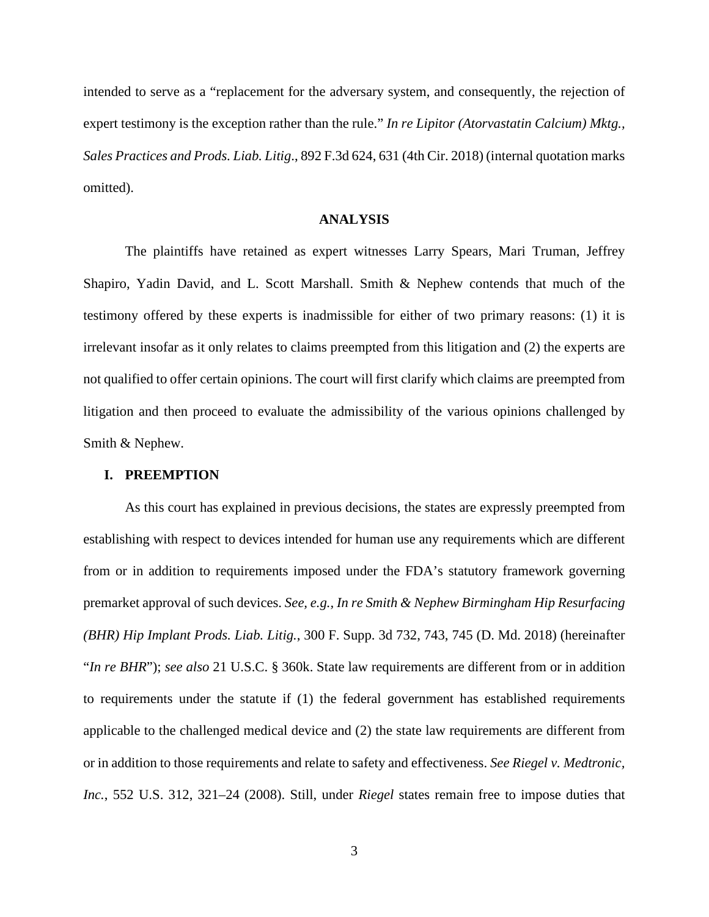intended to serve as a "replacement for the adversary system, and consequently, the rejection of expert testimony is the exception rather than the rule." *In re Lipitor (Atorvastatin Calcium) Mktg., Sales Practices and Prods. Liab. Litig.*, 892 F.3d 624, 631 (4th Cir. 2018) (internal quotation marks omitted).

## ANALYSIS

The plaintiffs have retained as expert witnesses Larry Spears, Mari Truman, Jeffrey Shapiro, Yadin David, and L. Scott Marshall. Smith & Nephew contends that much of the testimony offered by these experts is inadmissible for either of two primary reasons: (1) it is irrelevant insofar as it only relates to claims preempted from this litigation and (2) the experts are not qualified to offer certain opinions. The court will first clarify which claims are preempted from litigation and then proceed to evaluate the admissibility of the various opinions challenged by Smith & Nephew.

### I. PREEMPTION

As this court has explained in previous decisions, the states are expressly preempted from establishing with respect to devices intended for human use any requirements which are different from or in addition to requirements imposed under the FDA's statutory framework governing premarket approval of such devices. *See, e.g.*, *In re Smith & Nephew Birmingham Hip Resurfacing (BHR) Hip Implant Prods. Liab. Litig.*, 300 F. Supp. 3d 732, 743, 745 (D. Md. 2018) (hereinafter "*In re BHR*"); *see also* 21 U.S.C. § 360k. State law requirements are different from or in addition to requirements under the statute if (1) the federal government has established requirements applicable to the challenged medical device and (2) the state law requirements are different from or in addition to those requirements and relate to safety and effectiveness. *See Riegel v. Medtronic, Inc.*, 552 U.S. 312, 321–24 (2008). Still, under *Riegel* states remain free to impose duties that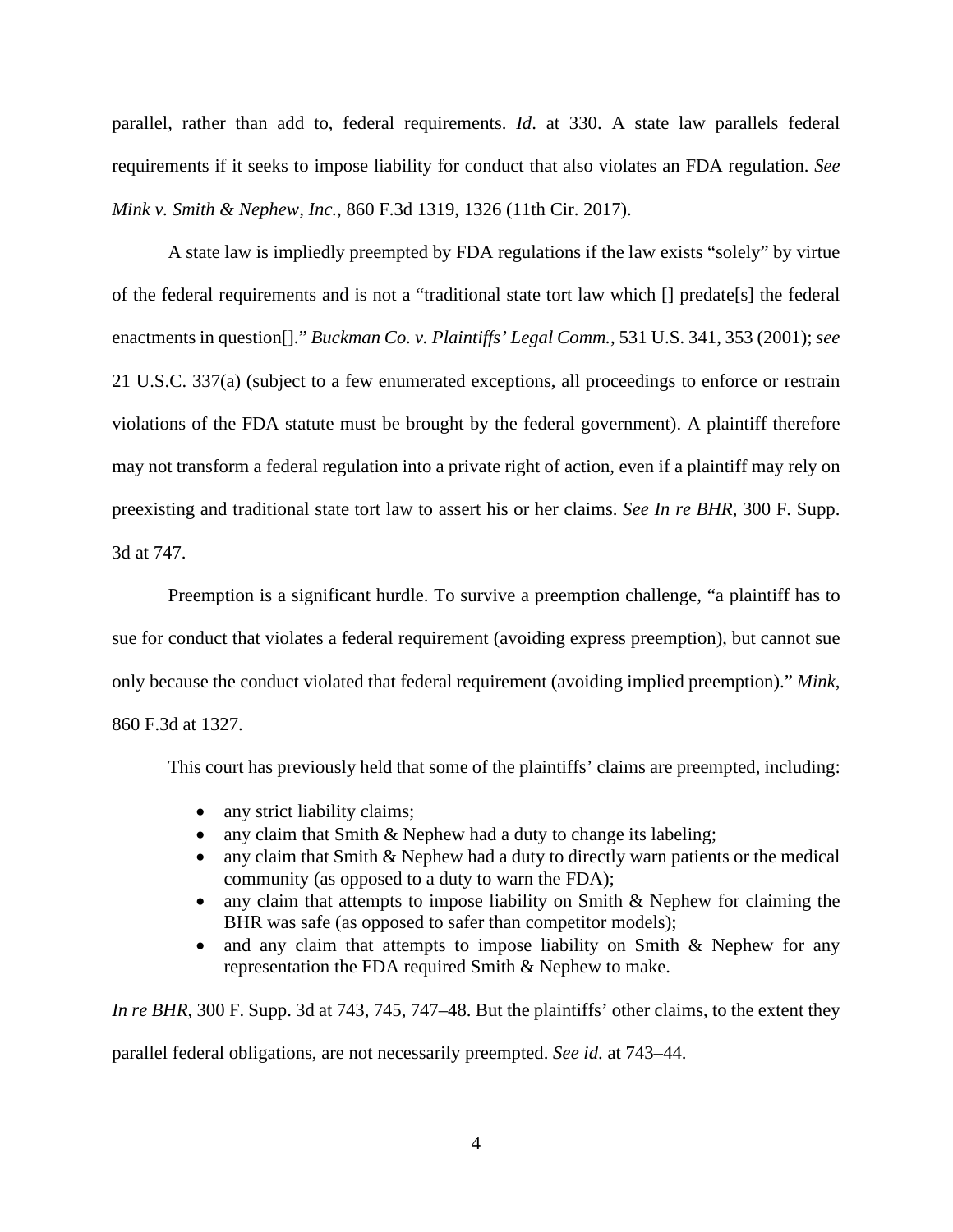parallel, rather than add to, federal requirements. *Id*. at 330. A state law parallels federal requirements if it seeks to impose liability for conduct that also violates an FDA regulation. *See Mink v. Smith & Nephew, Inc.*, 860 F.3d 1319, 1326 (11th Cir. 2017).

A state law is impliedly preempted by FDA regulations if the law exists "solely" by virtue of the federal requirements and is not a "traditional state tort law which [] predate[s] the federal enactments in question[]." *Buckman Co. v. Plaintiffs' Legal Comm.*, 531 U.S. 341, 353 (2001); *see* 21 U.S.C. 337(a) (subject to a few enumerated exceptions, all proceedings to enforce or restrain violations of the FDA statute must be brought by the federal government). A plaintiff therefore may not transform a federal regulation into a private right of action, even if a plaintiff may rely on preexisting and traditional state tort law to assert his or her claims. *See In re BHR*, 300 F. Supp. 3d at 747.

Preemption is a significant hurdle. To survive a preemption challenge, "a plaintiff has to sue for conduct that violates a federal requirement (avoiding express preemption), but cannot sue only because the conduct violated that federal requirement (avoiding implied preemption)." *Mink*, 860 F.3d at 1327.

This court has previously held that some of the plaintiffs' claims are preempted, including:

- any strict liability claims;
- any claim that Smith & Nephew had a duty to change its labeling;
- any claim that Smith & Nephew had a duty to directly warn patients or the medical community (as opposed to a duty to warn the FDA);
- any claim that attempts to impose liability on Smith & Nephew for claiming the BHR was safe (as opposed to safer than competitor models);
- and any claim that attempts to impose liability on Smith & Nephew for any representation the FDA required Smith & Nephew to make.

*In re BHR*, 300 F. Supp. 3d at 743, 745, 747–48. But the plaintiffs' other claims, to the extent they parallel federal obligations, are not necessarily preempted. *See id.* at 743–44.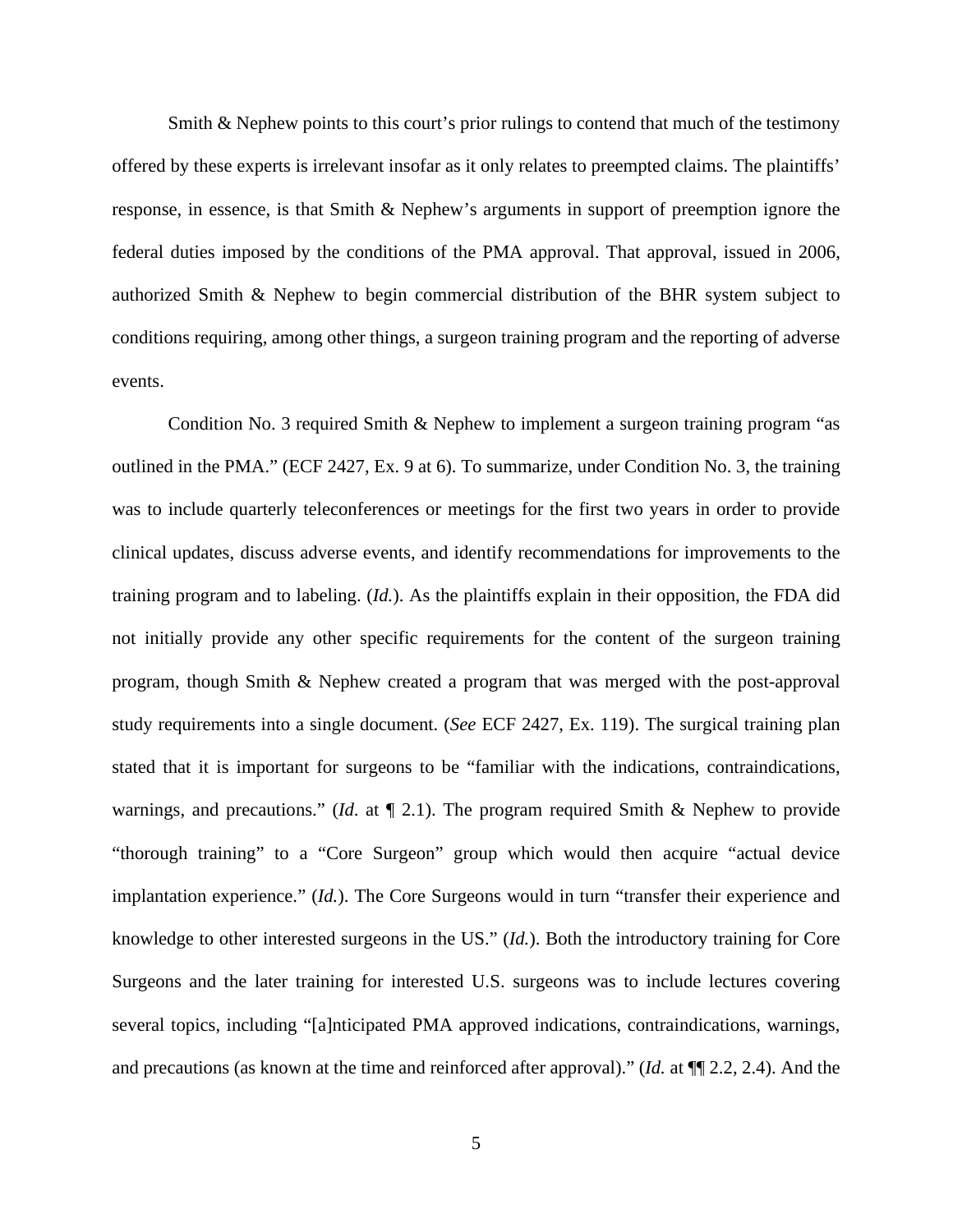Smith & Nephew points to this court's prior rulings to contend that much of the testimony offered by these experts is irrelevant insofar as it only relates to preempted claims. The plaintiffs' response, in essence, is that Smith & Nephew's arguments in support of preemption ignore the federal duties imposed by the conditions of the PMA approval. That approval, issued in 2006, authorized Smith & Nephew to begin commercial distribution of the BHR system subject to conditions requiring, among other things, a surgeon training program and the reporting of adverse events.

Condition No. 3 required Smith & Nephew to implement a surgeon training program "as outlined in the PMA." (ECF 2427, Ex. 9 at 6). To summarize, under Condition No. 3, the training was to include quarterly teleconferences or meetings for the first two years in order to provide clinical updates, discuss adverse events, and identify recommendations for improvements to the training program and to labeling. (*Id.*). As the plaintiffs explain in their opposition, the FDA did not initially provide any other specific requirements for the content of the surgeon training program, though Smith & Nephew created a program that was merged with the post-approval study requirements into a single document. (*See* ECF 2427, Ex. 119). The surgical training plan stated that it is important for surgeons to be "familiar with the indications, contraindications, warnings, and precautions." (*Id.* at ¶ 2.1). The program required Smith & Nephew to provide "thorough training" to a "Core Surgeon" group which would then acquire "actual device implantation experience." (*Id.*). The Core Surgeons would in turn "transfer their experience and knowledge to other interested surgeons in the US." (*Id.*). Both the introductory training for Core Surgeons and the later training for interested U.S. surgeons was to include lectures covering several topics, including "[a]nticipated PMA approved indications, contraindications, warnings, and precautions (as known at the time and reinforced after approval)." (*Id.* at ¶¶ 2.2, 2.4). And the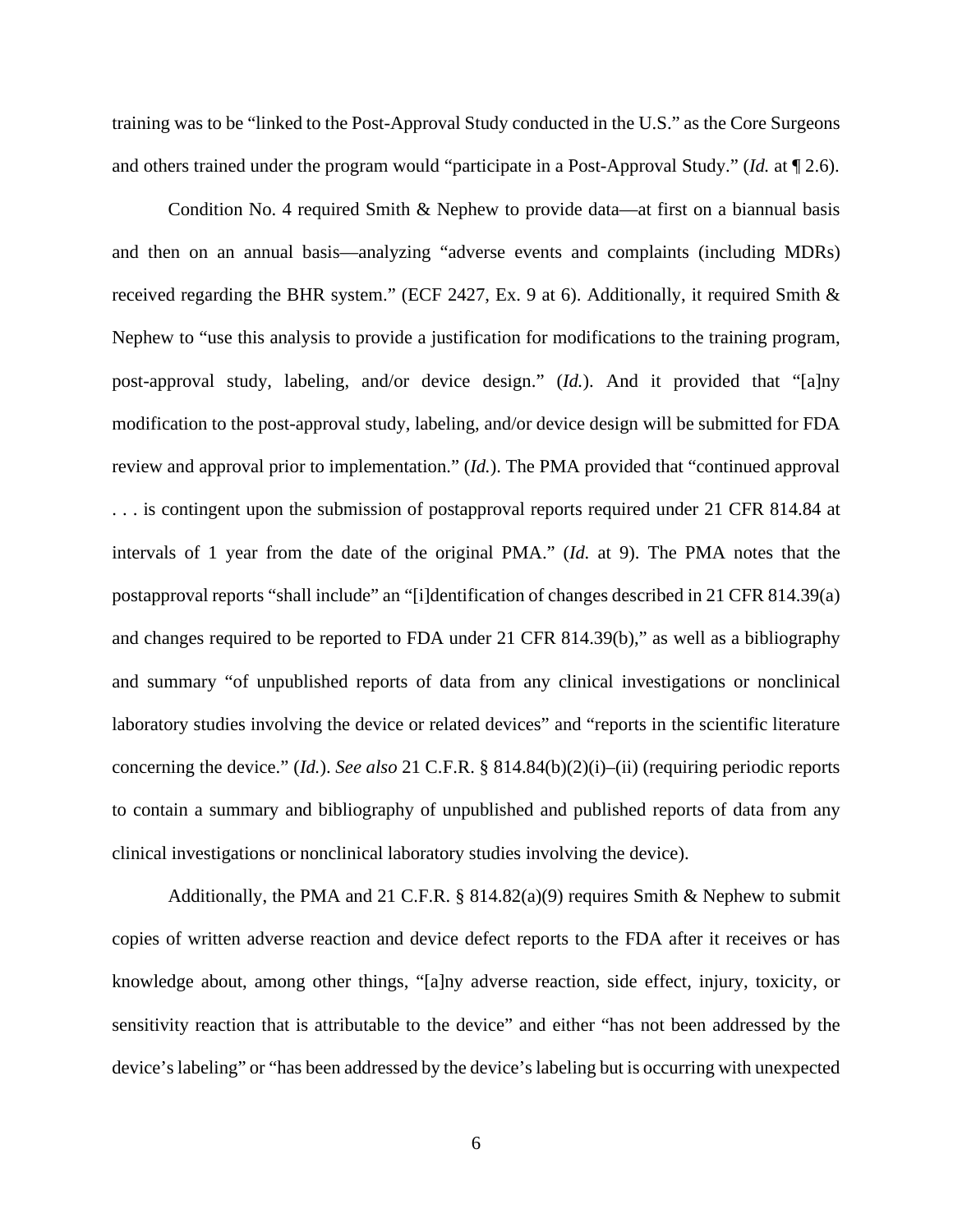training was to be "linked to the Post-Approval Study conducted in the U.S." as the Core Surgeons and others trained under the program would "participate in a Post-Approval Study." (*Id.* at ¶ 2.6).

Condition No. 4 required Smith & Nephew to provide data—at first on a biannual basis and then on an annual basis—analyzing "adverse events and complaints (including MDRs) received regarding the BHR system." (ECF 2427, Ex. 9 at 6). Additionally, it required Smith & Nephew to "use this analysis to provide a justification for modifications to the training program, post-approval study, labeling, and/or device design." (*Id.*). And it provided that "[a]ny modification to the post-approval study, labeling, and/or device design will be submitted for FDA review and approval prior to implementation." (*Id.*). The PMA provided that "continued approval . . . is contingent upon the submission of postapproval reports required under 21 CFR 814.84 at intervals of 1 year from the date of the original PMA." (*Id.* at 9). The PMA notes that the postapproval reports "shall include" an "[i]dentification of changes described in 21 CFR 814.39(a) and changes required to be reported to FDA under 21 CFR 814.39(b)," as well as a bibliography and summary "of unpublished reports of data from any clinical investigations or nonclinical laboratory studies involving the device or related devices" and "reports in the scientific literature concerning the device." (*Id.*). *See also* 21 C.F.R. § 814.84(b)(2)(i)–(ii) (requiring periodic reports to contain a summary and bibliography of unpublished and published reports of data from any clinical investigations or nonclinical laboratory studies involving the device).

Additionally, the PMA and 21 C.F.R. § 814.82(a)(9) requires Smith & Nephew to submit copies of written adverse reaction and device defect reports to the FDA after it receives or has knowledge about, among other things, "[a]ny adverse reaction, side effect, injury, toxicity, or sensitivity reaction that is attributable to the device" and either "has not been addressed by the device's labeling" or "has been addressed by the device's labeling but is occurring with unexpected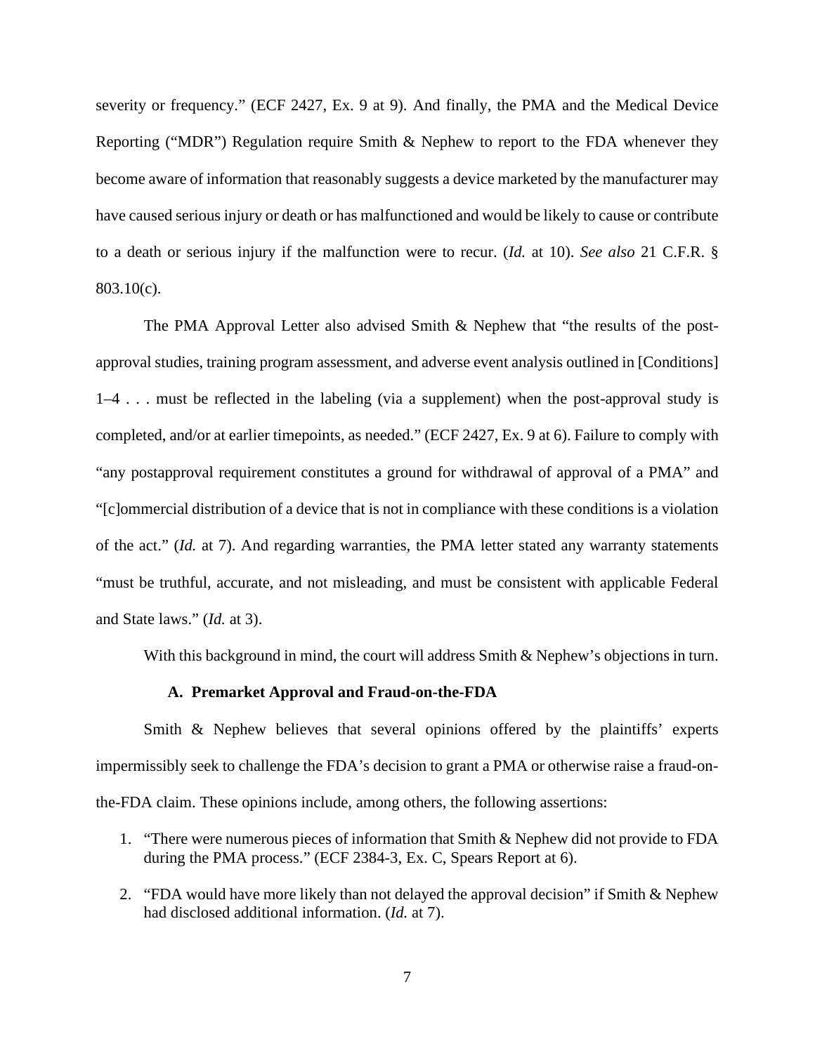severity or frequency." (ECF 2427, Ex. 9 at 9). And finally, the PMA and the Medical Device Reporting ("MDR") Regulation require Smith & Nephew to report to the FDA whenever they become aware of information that reasonably suggests a device marketed by the manufacturer may have caused serious injury or death or has malfunctioned and would be likely to cause or contribute to a death or serious injury if the malfunction were to recur. (*Id.* at 10). *See also* 21 C.F.R. § 803.10(c).

The PMA Approval Letter also advised Smith & Nephew that "the results of the post-approval studies, training program assessment, and adverse event analysis outlined in [Conditions] 1–4 . . . must be reflected in the labeling (via a supplement) when the post-approval study is completed, and/or at earlier timepoints, as needed." (ECF 2427, Ex. 9 at 6). Failure to comply with "any postapproval requirement constitutes a ground for withdrawal of approval of a PMA" and "[c]ommercial distribution of a device that is not in compliance with these conditions is a violation of the act." (*Id.* at 7). And regarding warranties, the PMA letter stated any warranty statements "must be truthful, accurate, and not misleading, and must be consistent with applicable Federal and State laws." (*Id.* at 3).

With this background in mind, the court will address Smith & Nephew's objections in turn.

### A. Premarket Approval and Fraud-on-the-FDA

Smith & Nephew believes that several opinions offered by the plaintiffs' experts impermissibly seek to challenge the FDA's decision to grant a PMA or otherwise raise a fraud-on-the-FDA claim. These opinions include, among others, the following assertions:

1. "There were numerous pieces of information that Smith & Nephew did not provide to FDA during the PMA process." (ECF 2384-3, Ex. C, Spears Report at 6).
2. "FDA would have more likely than not delayed the approval decision" if Smith & Nephew had disclosed additional information. (*Id.* at 7).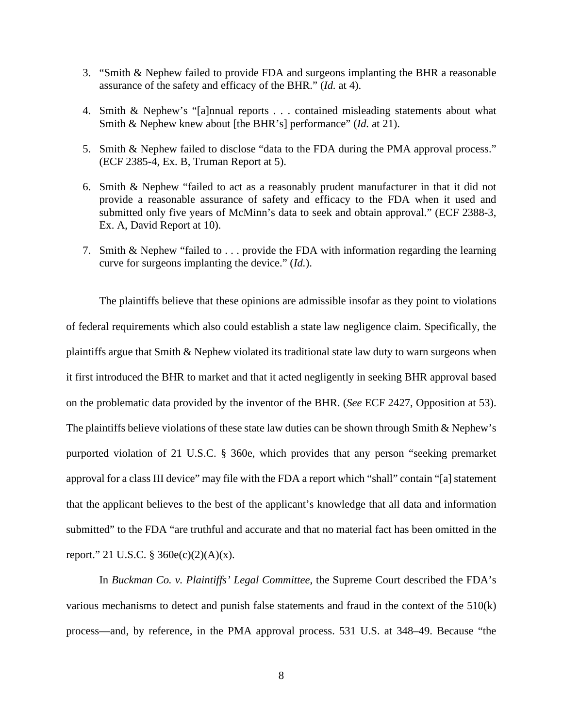3. "Smith & Nephew failed to provide FDA and surgeons implanting the BHR a reasonable assurance of the safety and efficacy of the BHR." (*Id.* at 4).

4. Smith & Nephew's "[a]nnual reports . . . contained misleading statements about what Smith & Nephew knew about [the BHR's] performance" (*Id.* at 21).

5. Smith & Nephew failed to disclose "data to the FDA during the PMA approval process." (ECF 2385-4, Ex. B, Truman Report at 5).

6. Smith & Nephew "failed to act as a reasonably prudent manufacturer in that it did not provide a reasonable assurance of safety and efficacy to the FDA when it used and submitted only five years of McMinn's data to seek and obtain approval." (ECF 2388-3, Ex. A, David Report at 10).

7. Smith & Nephew "failed to . . . provide the FDA with information regarding the learning curve for surgeons implanting the device." (*Id.*).

The plaintiffs believe that these opinions are admissible insofar as they point to violations of federal requirements which also could establish a state law negligence claim. Specifically, the plaintiffs argue that Smith & Nephew violated its traditional state law duty to warn surgeons when it first introduced the BHR to market and that it acted negligently in seeking BHR approval based on the problematic data provided by the inventor of the BHR. (*See* ECF 2427, Opposition at 53). The plaintiffs believe violations of these state law duties can be shown through Smith & Nephew's purported violation of 21 U.S.C. § 360e, which provides that any person "seeking premarket approval for a class III device" may file with the FDA a report which "shall" contain "[a] statement that the applicant believes to the best of the applicant's knowledge that all data and information submitted" to the FDA "are truthful and accurate and that no material fact has been omitted in the report." 21 U.S.C. § 360e(c)(2)(A)(x).

In *Buckman Co. v. Plaintiffs' Legal Committee*, the Supreme Court described the FDA's various mechanisms to detect and punish false statements and fraud in the context of the 510(k) process—and, by reference, in the PMA approval process. 531 U.S. at 348–49. Because "the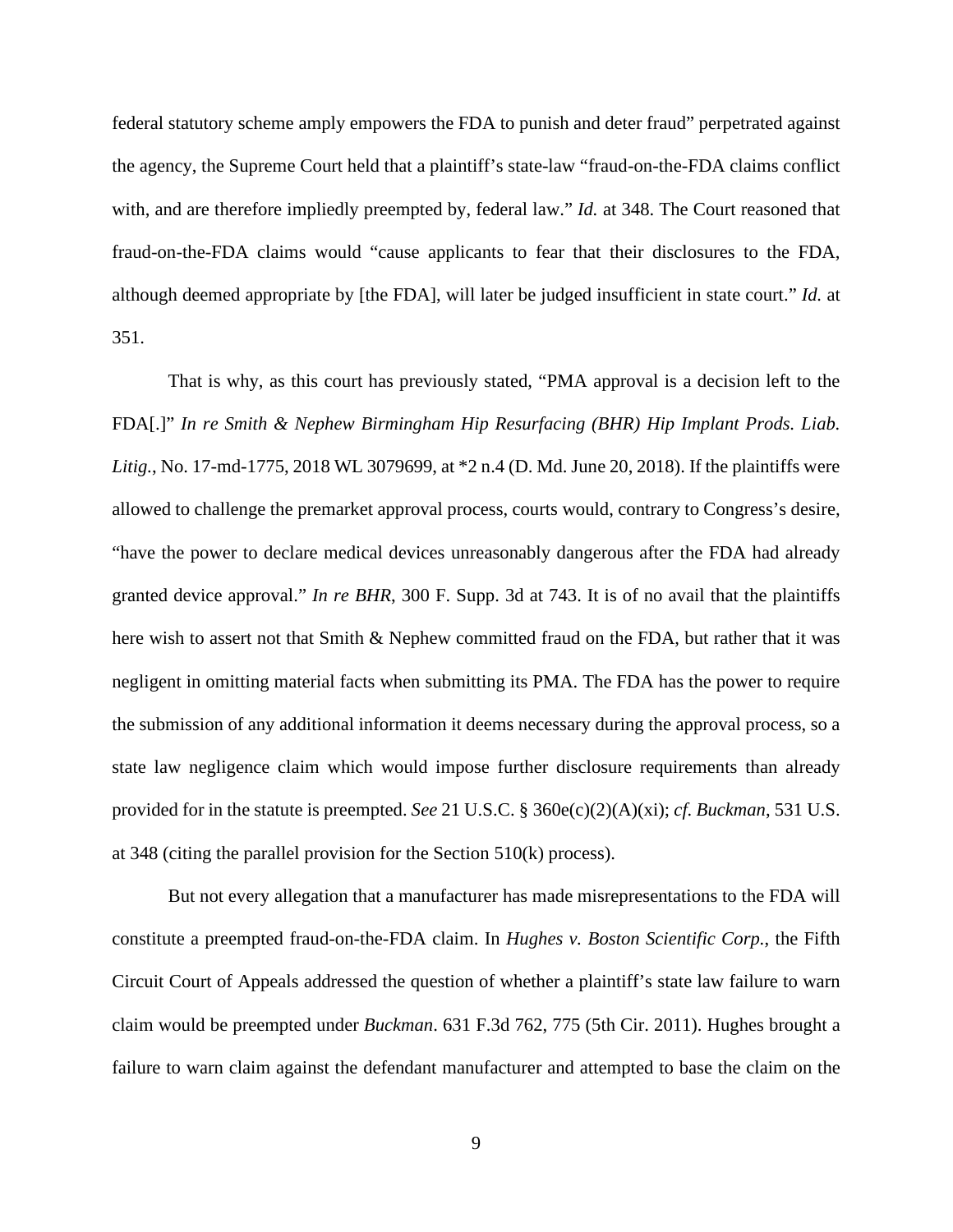federal statutory scheme amply empowers the FDA to punish and deter fraud" perpetrated against the agency, the Supreme Court held that a plaintiff's state-law "fraud-on-the-FDA claims conflict with, and are therefore impliedly preempted by, federal law." *Id.* at 348. The Court reasoned that fraud-on-the-FDA claims would "cause applicants to fear that their disclosures to the FDA, although deemed appropriate by [the FDA], will later be judged insufficient in state court." *Id.* at 351.

That is why, as this court has previously stated, "PMA approval is a decision left to the FDA[.]" *In re Smith & Nephew Birmingham Hip Resurfacing (BHR) Hip Implant Prods. Liab. Litig.*, No. 17-md-1775, 2018 WL 3079699, at *2 n.4 (D. Md. June 20, 2018). If the plaintiffs were allowed to challenge the premarket approval process, courts would, contrary to Congress's desire, "have the power to declare medical devices unreasonably dangerous after the FDA had already granted device approval." *In re BHR*, 300 F. Supp. 3d at 743. It is of no avail that the plaintiffs here wish to assert not that Smith & Nephew committed fraud on the FDA, but rather that it was negligent in omitting material facts when submitting its PMA. The FDA has the power to require the submission of any additional information it deems necessary during the approval process, so a state law negligence claim which would impose further disclosure requirements than already provided for in the statute is preempted. *See* 21 U.S.C. § 360e(c)(2)(A)(xi); *cf. Buckman*, 531 U.S. at 348 (citing the parallel provision for the Section 510(k) process).

But not every allegation that a manufacturer has made misrepresentations to the FDA will constitute a preempted fraud-on-the-FDA claim. In *Hughes v. Boston Scientific Corp.*, the Fifth Circuit Court of Appeals addressed the question of whether a plaintiff's state law failure to warn claim would be preempted under *Buckman*. 631 F.3d 762, 775 (5th Cir. 2011). Hughes brought a failure to warn claim against the defendant manufacturer and attempted to base the claim on the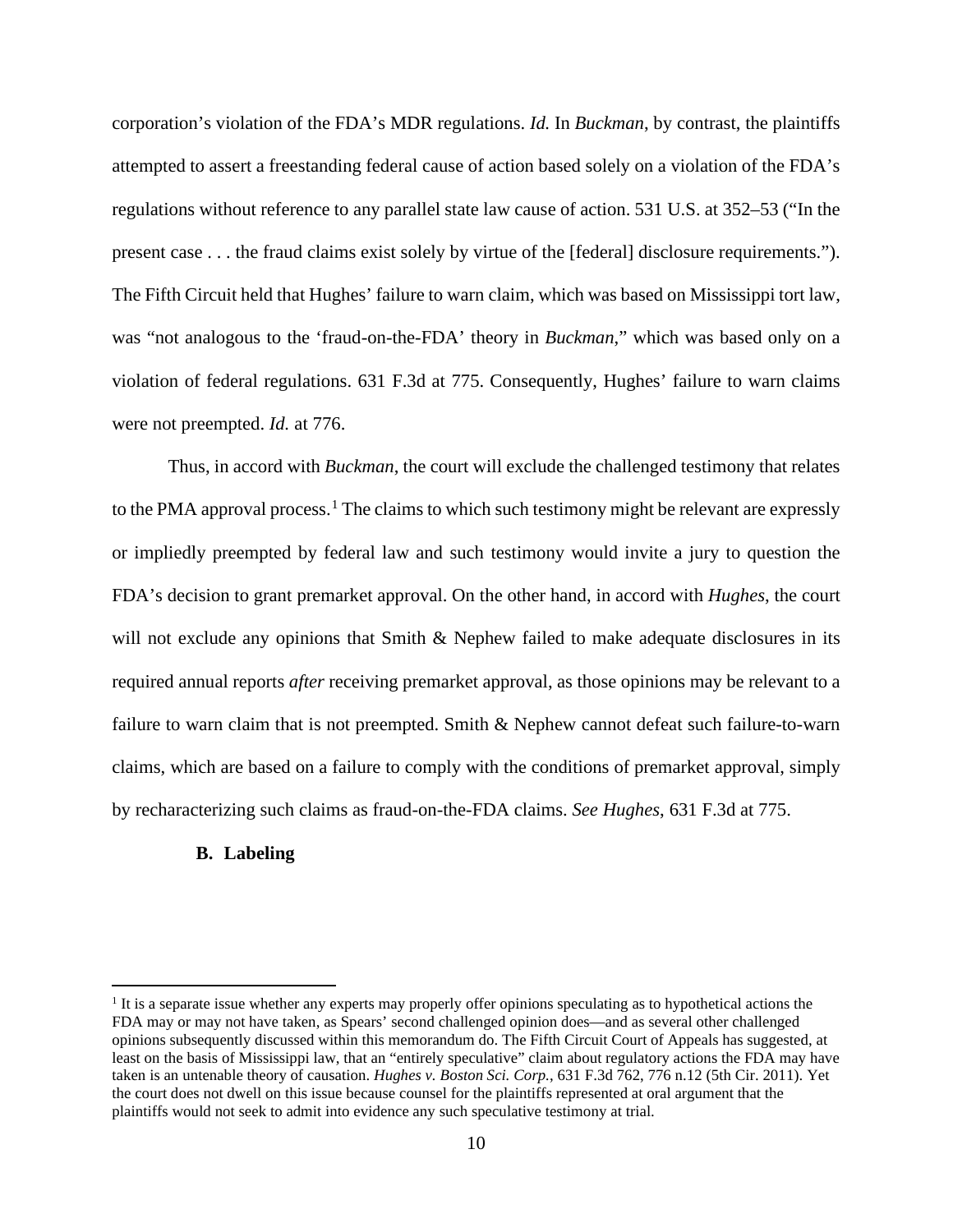corporation's violation of the FDA's MDR regulations. *Id.* In *Buckman*, by contrast, the plaintiffs attempted to assert a freestanding federal cause of action based solely on a violation of the FDA's regulations without reference to any parallel state law cause of action. 531 U.S. at 352–53 ("In the present case . . . the fraud claims exist solely by virtue of the [federal] disclosure requirements."). The Fifth Circuit held that Hughes' failure to warn claim, which was based on Mississippi tort law, was "not analogous to the 'fraud-on-the-FDA' theory in *Buckman*," which was based only on a violation of federal regulations. 631 F.3d at 775. Consequently, Hughes' failure to warn claims were not preempted. *Id.* at 776.

Thus, in accord with *Buckman*, the court will exclude the challenged testimony that relates to the PMA approval process.[1] The claims to which such testimony might be relevant are expressly or impliedly preempted by federal law and such testimony would invite a jury to question the FDA's decision to grant premarket approval. On the other hand, in accord with *Hughes*, the court will not exclude any opinions that Smith & Nephew failed to make adequate disclosures in its required annual reports *after* receiving premarket approval, as those opinions may be relevant to a failure to warn claim that is not preempted. Smith & Nephew cannot defeat such failure-to-warn claims, which are based on a failure to comply with the conditions of premarket approval, simply by recharacterizing such claims as fraud-on-the-FDA claims. *See Hughes*, 631 F.3d at 775.

### B. Labeling

---

[1] It is a separate issue whether any experts may properly offer opinions speculating as to hypothetical actions the FDA may or may not have taken, as Spears' second challenged opinion does—and as several other challenged opinions subsequently discussed within this memorandum do. The Fifth Circuit Court of Appeals has suggested, at least on the basis of Mississippi law, that an "entirely speculative" claim about regulatory actions the FDA may have taken is an untenable theory of causation. *Hughes v. Boston Sci. Corp.*, 631 F.3d 762, 776 n.12 (5th Cir. 2011). Yet the court does not dwell on this issue because counsel for the plaintiffs represented at oral argument that the plaintiffs would not seek to admit into evidence any such speculative testimony at trial.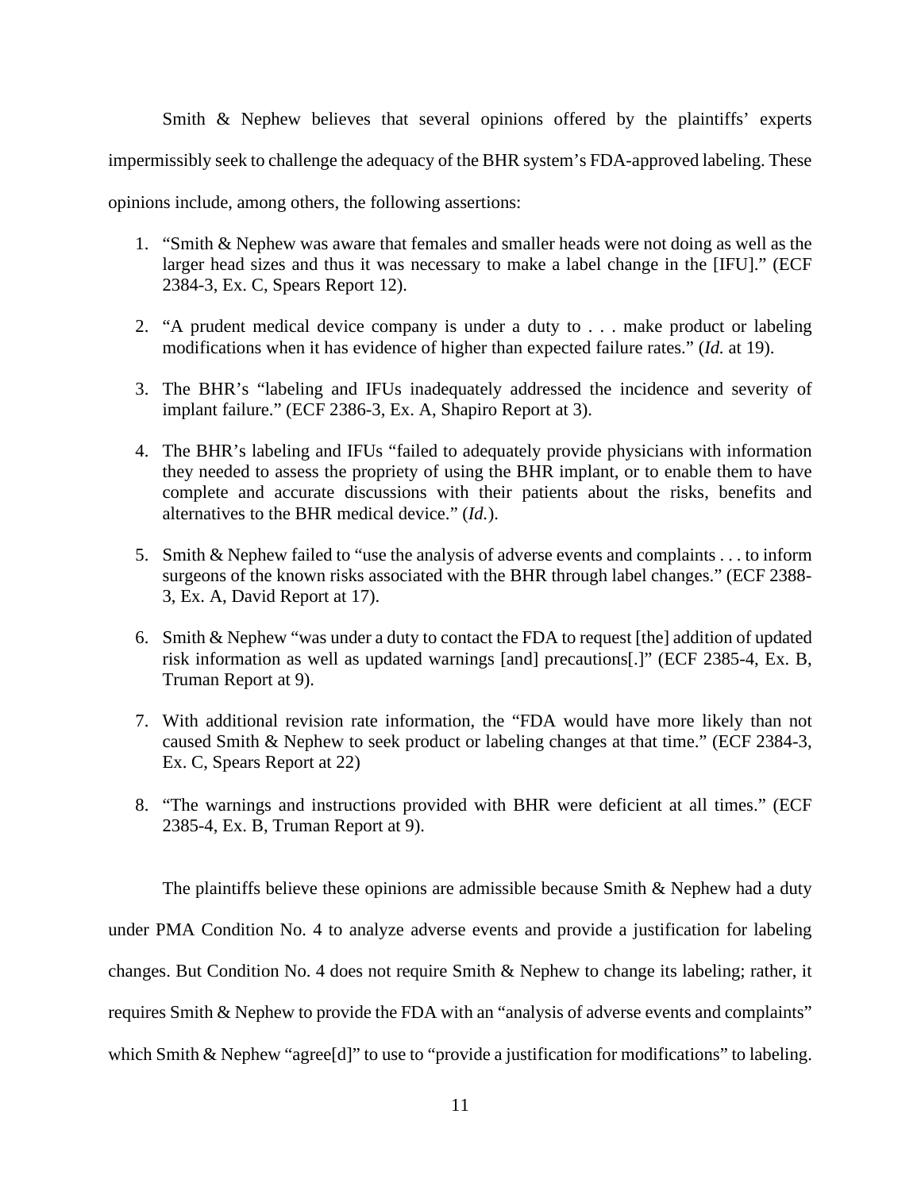Smith & Nephew believes that several opinions offered by the plaintiffs' experts impermissibly seek to challenge the adequacy of the BHR system's FDA-approved labeling. These opinions include, among others, the following assertions:

1. "Smith & Nephew was aware that females and smaller heads were not doing as well as the larger head sizes and thus it was necessary to make a label change in the [IFU]." (ECF 2384-3, Ex. C, Spears Report 12).

2. "A prudent medical device company is under a duty to . . . make product or labeling modifications when it has evidence of higher than expected failure rates." (*Id.* at 19).

3. The BHR's "labeling and IFUs inadequately addressed the incidence and severity of implant failure." (ECF 2386-3, Ex. A, Shapiro Report at 3).

4. The BHR's labeling and IFUs "failed to adequately provide physicians with information they needed to assess the propriety of using the BHR implant, or to enable them to have complete and accurate discussions with their patients about the risks, benefits and alternatives to the BHR medical device." (*Id.*).

5. Smith & Nephew failed to "use the analysis of adverse events and complaints . . . to inform surgeons of the known risks associated with the BHR through label changes." (ECF 2388-3, Ex. A, David Report at 17).

6. Smith & Nephew "was under a duty to contact the FDA to request [the] addition of updated risk information as well as updated warnings [and] precautions[.]" (ECF 2385-4, Ex. B, Truman Report at 9).

7. With additional revision rate information, the "FDA would have more likely than not caused Smith & Nephew to seek product or labeling changes at that time." (ECF 2384-3, Ex. C, Spears Report at 22)

8. "The warnings and instructions provided with BHR were deficient at all times." (ECF 2385-4, Ex. B, Truman Report at 9).

The plaintiffs believe these opinions are admissible because Smith & Nephew had a duty under PMA Condition No. 4 to analyze adverse events and provide a justification for labeling changes. But Condition No. 4 does not require Smith & Nephew to change its labeling; rather, it requires Smith & Nephew to provide the FDA with an "analysis of adverse events and complaints" which Smith & Nephew "agree[d]" to use to "provide a justification for modifications" to labeling.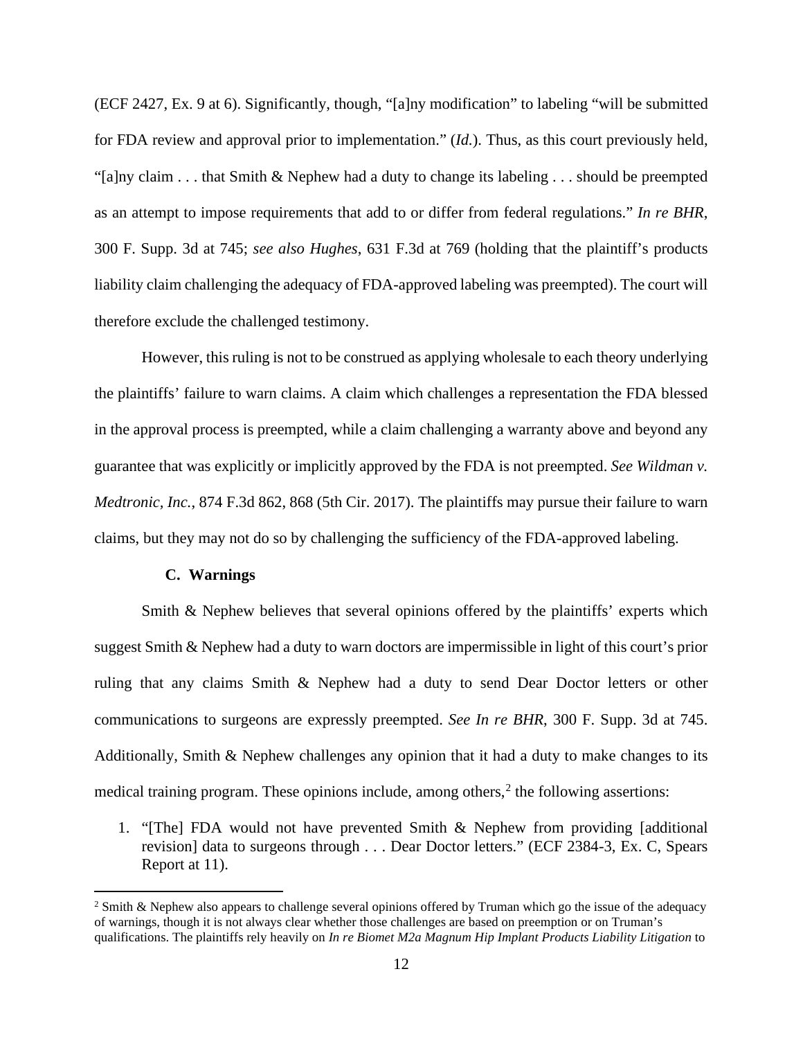(ECF 2427, Ex. 9 at 6). Significantly, though, "[a]ny modification" to labeling "will be submitted for FDA review and approval prior to implementation." (*Id.*). Thus, as this court previously held, "[a]ny claim . . . that Smith & Nephew had a duty to change its labeling . . . should be preempted as an attempt to impose requirements that add to or differ from federal regulations." *In re BHR*, 300 F. Supp. 3d at 745; *see also Hughes*, 631 F.3d at 769 (holding that the plaintiff's products liability claim challenging the adequacy of FDA-approved labeling was preempted). The court will therefore exclude the challenged testimony.

However, this ruling is not to be construed as applying wholesale to each theory underlying the plaintiffs' failure to warn claims. A claim which challenges a representation the FDA blessed in the approval process is preempted, while a claim challenging a warranty above and beyond any guarantee that was explicitly or implicitly approved by the FDA is not preempted. *See Wildman v. Medtronic, Inc.*, 874 F.3d 862, 868 (5th Cir. 2017). The plaintiffs may pursue their failure to warn claims, but they may not do so by challenging the sufficiency of the FDA-approved labeling.

### C. Warnings

Smith & Nephew believes that several opinions offered by the plaintiffs' experts which suggest Smith & Nephew had a duty to warn doctors are impermissible in light of this court's prior ruling that any claims Smith & Nephew had a duty to send Dear Doctor letters or other communications to surgeons are expressly preempted. *See In re BHR*, 300 F. Supp. 3d at 745. Additionally, Smith & Nephew challenges any opinion that it had a duty to make changes to its medical training program. These opinions include, among others,[2] the following assertions:

1. "[The] FDA would not have prevented Smith & Nephew from providing [additional revision] data to surgeons through . . . Dear Doctor letters." (ECF 2384-3, Ex. C, Spears Report at 11).

---

[2] Smith & Nephew also appears to challenge several opinions offered by Truman which go the issue of the adequacy of warnings, though it is not always clear whether those challenges are based on preemption or on Truman's qualifications. The plaintiffs rely heavily on *In re Biomet M2a Magnum Hip Implant Products Liability Litigation* to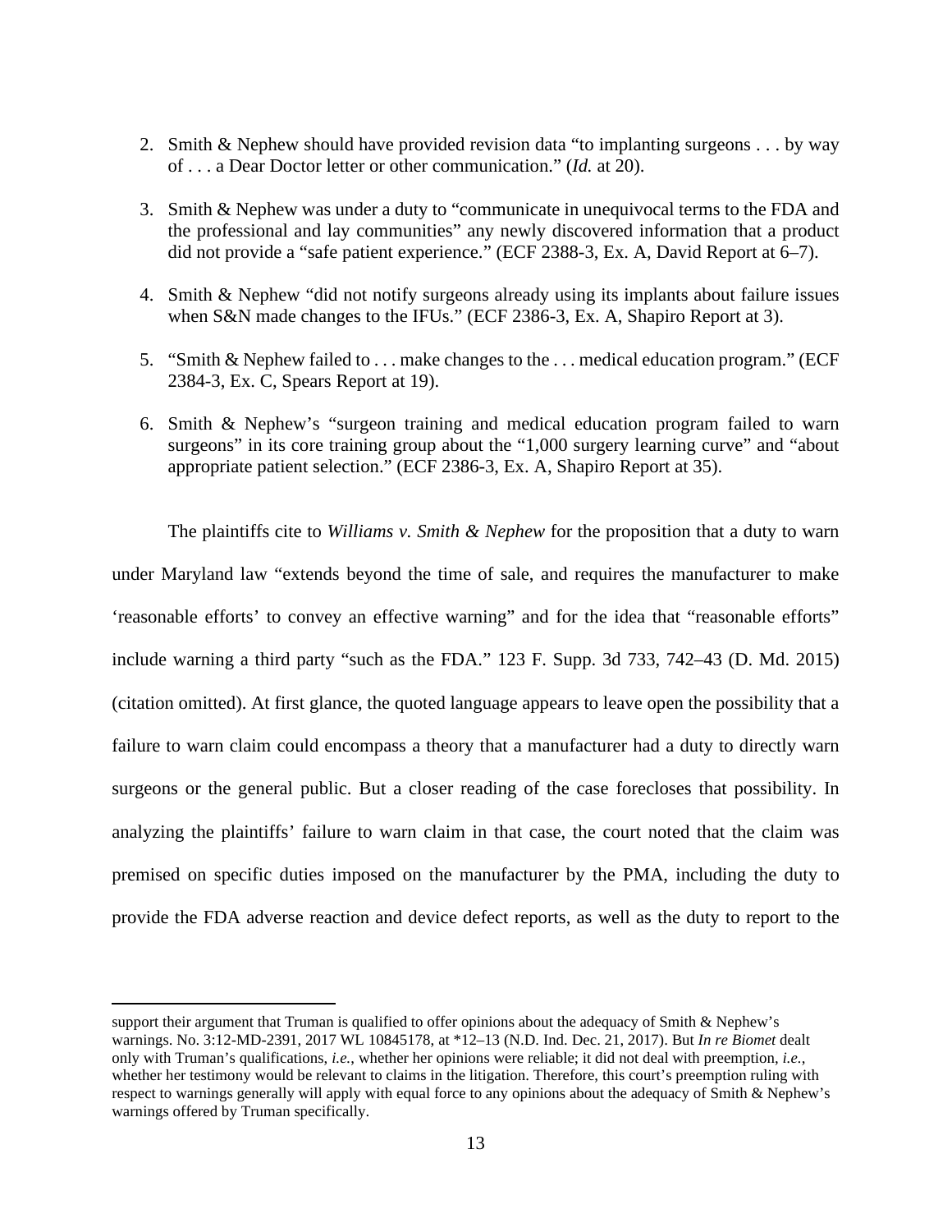2. Smith & Nephew should have provided revision data "to implanting surgeons . . . by way of . . . a Dear Doctor letter or other communication." (*Id.* at 20).

3. Smith & Nephew was under a duty to "communicate in unequivocal terms to the FDA and the professional and lay communities" any newly discovered information that a product did not provide a "safe patient experience." (ECF 2388-3, Ex. A, David Report at 6–7).

4. Smith & Nephew "did not notify surgeons already using its implants about failure issues when S&N made changes to the IFUs." (ECF 2386-3, Ex. A, Shapiro Report at 3).

5. "Smith & Nephew failed to . . . make changes to the . . . medical education program." (ECF 2384-3, Ex. C, Spears Report at 19).

6. Smith & Nephew's "surgeon training and medical education program failed to warn surgeons" in its core training group about the "1,000 surgery learning curve" and "about appropriate patient selection." (ECF 2386-3, Ex. A, Shapiro Report at 35).

The plaintiffs cite to *Williams v. Smith & Nephew* for the proposition that a duty to warn under Maryland law "extends beyond the time of sale, and requires the manufacturer to make 'reasonable efforts' to convey an effective warning" and for the idea that "reasonable efforts" include warning a third party "such as the FDA." 123 F. Supp. 3d 733, 742–43 (D. Md. 2015) (citation omitted). At first glance, the quoted language appears to leave open the possibility that a failure to warn claim could encompass a theory that a manufacturer had a duty to directly warn surgeons or the general public. But a closer reading of the case forecloses that possibility. In analyzing the plaintiffs' failure to warn claim in that case, the court noted that the claim was premised on specific duties imposed on the manufacturer by the PMA, including the duty to provide the FDA adverse reaction and device defect reports, as well as the duty to report to the

---

support their argument that Truman is qualified to offer opinions about the adequacy of Smith & Nephew's warnings. No. 3:12-MD-2391, 2017 WL 10845178, at *12–13 (N.D. Ind. Dec. 21, 2017). But *In re Biomet* dealt only with Truman's qualifications, *i.e.*, whether her opinions were reliable; it did not deal with preemption, *i.e.*, whether her testimony would be relevant to claims in the litigation. Therefore, this court's preemption ruling with respect to warnings generally will apply with equal force to any opinions about the adequacy of Smith & Nephew's warnings offered by Truman specifically.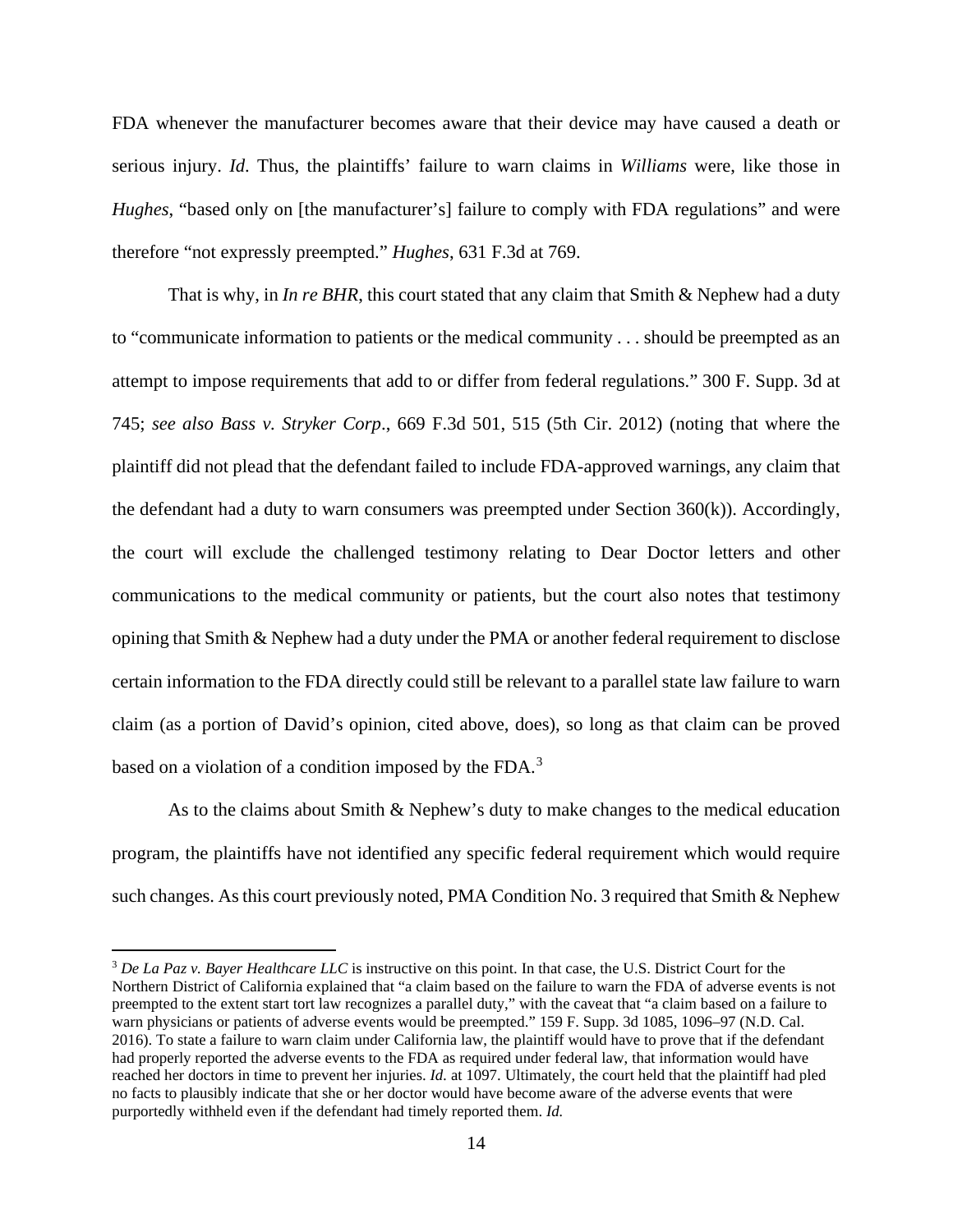FDA whenever the manufacturer becomes aware that their device may have caused a death or serious injury. *Id*. Thus, the plaintiffs' failure to warn claims in *Williams* were, like those in *Hughes*, "based only on [the manufacturer's] failure to comply with FDA regulations" and were therefore "not expressly preempted." *Hughes*, 631 F.3d at 769.

That is why, in *In re BHR*, this court stated that any claim that Smith & Nephew had a duty to "communicate information to patients or the medical community . . . should be preempted as an attempt to impose requirements that add to or differ from federal regulations." 300 F. Supp. 3d at 745; *see also Bass v. Stryker Corp*., 669 F.3d 501, 515 (5th Cir. 2012) (noting that where the plaintiff did not plead that the defendant failed to include FDA-approved warnings, any claim that the defendant had a duty to warn consumers was preempted under Section 360(k)). Accordingly, the court will exclude the challenged testimony relating to Dear Doctor letters and other communications to the medical community or patients, but the court also notes that testimony opining that Smith & Nephew had a duty under the PMA or another federal requirement to disclose certain information to the FDA directly could still be relevant to a parallel state law failure to warn claim (as a portion of David's opinion, cited above, does), so long as that claim can be proved based on a violation of a condition imposed by the FDA.[3]

As to the claims about Smith & Nephew's duty to make changes to the medical education program, the plaintiffs have not identified any specific federal requirement which would require such changes. As this court previously noted, PMA Condition No. 3 required that Smith & Nephew

---

[3] *De La Paz v. Bayer Healthcare LLC* is instructive on this point. In that case, the U.S. District Court for the Northern District of California explained that "a claim based on the failure to warn the FDA of adverse events is not preempted to the extent start tort law recognizes a parallel duty," with the caveat that "a claim based on a failure to warn physicians or patients of adverse events would be preempted." 159 F. Supp. 3d 1085, 1096–97 (N.D. Cal. 2016). To state a failure to warn claim under California law, the plaintiff would have to prove that if the defendant had properly reported the adverse events to the FDA as required under federal law, that information would have reached her doctors in time to prevent her injuries. *Id*. at 1097. Ultimately, the court held that the plaintiff had pled no facts to plausibly indicate that she or her doctor would have become aware of the adverse events that were purportedly withheld even if the defendant had timely reported them. *Id.*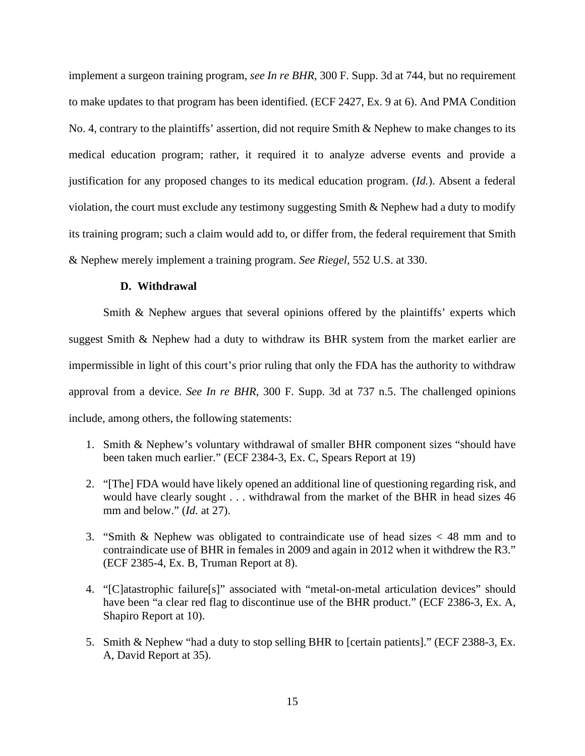implement a surgeon training program, *see In re BHR*, 300 F. Supp. 3d at 744, but no requirement to make updates to that program has been identified. (ECF 2427, Ex. 9 at 6). And PMA Condition No. 4, contrary to the plaintiffs' assertion, did not require Smith & Nephew to make changes to its medical education program; rather, it required it to analyze adverse events and provide a justification for any proposed changes to its medical education program. (*Id.*). Absent a federal violation, the court must exclude any testimony suggesting Smith & Nephew had a duty to modify its training program; such a claim would add to, or differ from, the federal requirement that Smith & Nephew merely implement a training program. *See Riegel*, 552 U.S. at 330.

### D. Withdrawal

Smith & Nephew argues that several opinions offered by the plaintiffs' experts which suggest Smith & Nephew had a duty to withdraw its BHR system from the market earlier are impermissible in light of this court's prior ruling that only the FDA has the authority to withdraw approval from a device. *See In re BHR*, 300 F. Supp. 3d at 737 n.5. The challenged opinions include, among others, the following statements:

1. Smith & Nephew's voluntary withdrawal of smaller BHR component sizes "should have been taken much earlier." (ECF 2384-3, Ex. C, Spears Report at 19)
2. "[The] FDA would have likely opened an additional line of questioning regarding risk, and would have clearly sought . . . withdrawal from the market of the BHR in head sizes 46 mm and below." (*Id.* at 27).
3. "Smith & Nephew was obligated to contraindicate use of head sizes < 48 mm and to contraindicate use of BHR in females in 2009 and again in 2012 when it withdrew the R3." (ECF 2385-4, Ex. B, Truman Report at 8).
4. "[C]atastrophic failure[s]" associated with "metal-on-metal articulation devices" should have been "a clear red flag to discontinue use of the BHR product." (ECF 2386-3, Ex. A, Shapiro Report at 10).
5. Smith & Nephew "had a duty to stop selling BHR to [certain patients]." (ECF 2388-3, Ex. A, David Report at 35).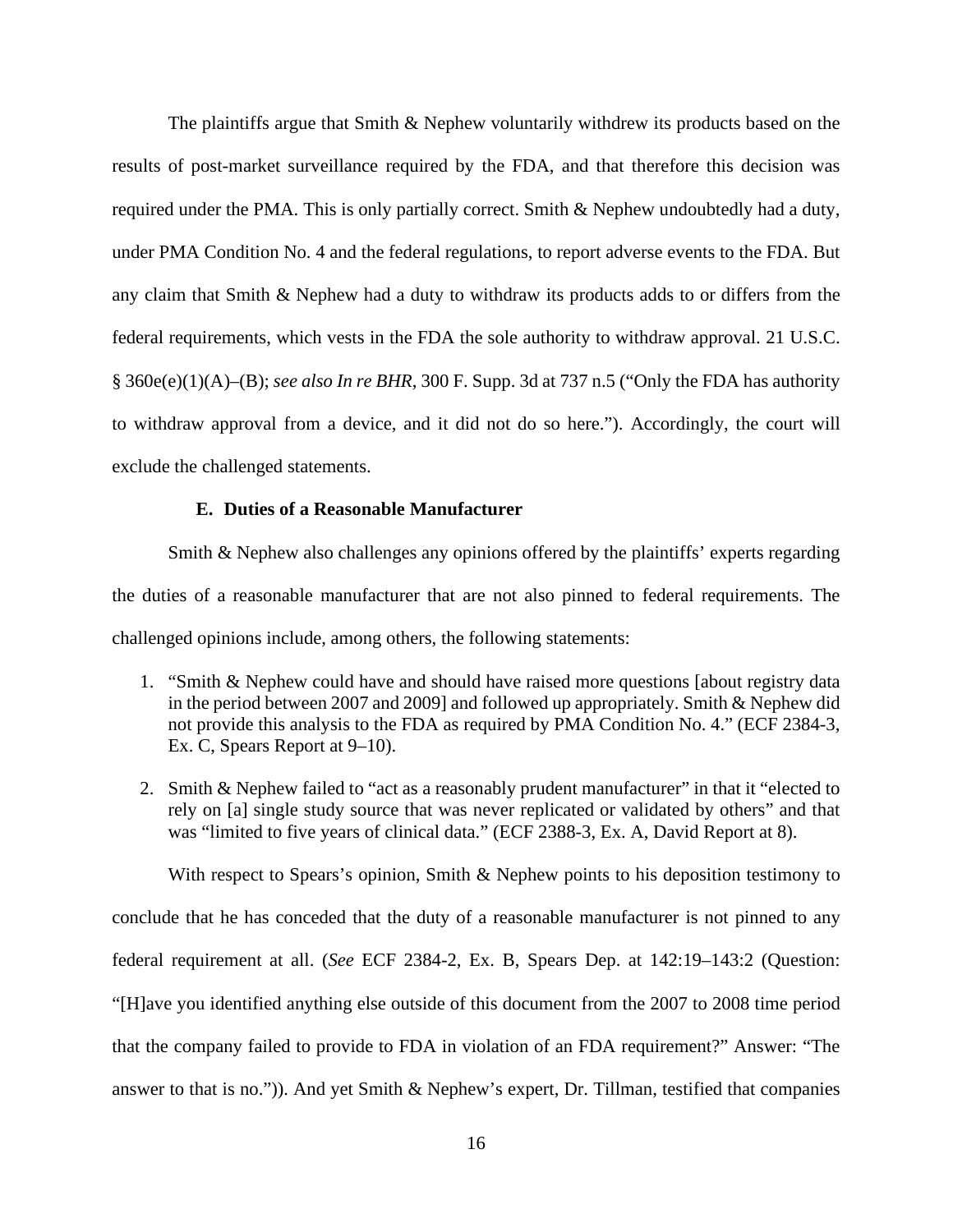The plaintiffs argue that Smith & Nephew voluntarily withdrew its products based on the results of post-market surveillance required by the FDA, and that therefore this decision was required under the PMA. This is only partially correct. Smith & Nephew undoubtedly had a duty, under PMA Condition No. 4 and the federal regulations, to report adverse events to the FDA. But any claim that Smith & Nephew had a duty to withdraw its products adds to or differs from the federal requirements, which vests in the FDA the sole authority to withdraw approval. 21 U.S.C. § 360e(e)(1)(A)–(B); *see also In re BHR*, 300 F. Supp. 3d at 737 n.5 ("Only the FDA has authority to withdraw approval from a device, and it did not do so here."). Accordingly, the court will exclude the challenged statements.

### E. Duties of a Reasonable Manufacturer

Smith & Nephew also challenges any opinions offered by the plaintiffs' experts regarding the duties of a reasonable manufacturer that are not also pinned to federal requirements. The challenged opinions include, among others, the following statements:

1. "Smith & Nephew could have and should have raised more questions [about registry data in the period between 2007 and 2009] and followed up appropriately. Smith & Nephew did not provide this analysis to the FDA as required by PMA Condition No. 4." (ECF 2384-3, Ex. C, Spears Report at 9–10).
2. Smith & Nephew failed to "act as a reasonably prudent manufacturer" in that it "elected to rely on [a] single study source that was never replicated or validated by others" and that was "limited to five years of clinical data." (ECF 2388-3, Ex. A, David Report at 8).

With respect to Spears's opinion, Smith & Nephew points to his deposition testimony to conclude that he has conceded that the duty of a reasonable manufacturer is not pinned to any federal requirement at all. (*See* ECF 2384-2, Ex. B, Spears Dep. at 142:19–143:2 (Question: "[H]ave you identified anything else outside of this document from the 2007 to 2008 time period that the company failed to provide to FDA in violation of an FDA requirement?" Answer: "The answer to that is no.")). And yet Smith & Nephew's expert, Dr. Tillman, testified that companies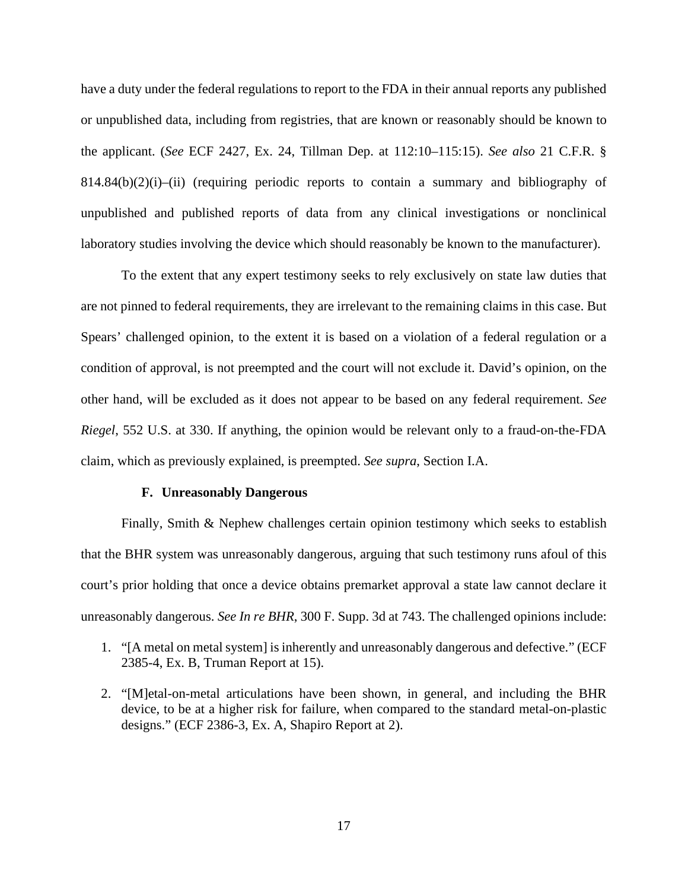have a duty under the federal regulations to report to the FDA in their annual reports any published or unpublished data, including from registries, that are known or reasonably should be known to the applicant. (*See* ECF 2427, Ex. 24, Tillman Dep. at 112:10–115:15). *See also* 21 C.F.R. § 814.84(b)(2)(i)–(ii) (requiring periodic reports to contain a summary and bibliography of unpublished and published reports of data from any clinical investigations or nonclinical laboratory studies involving the device which should reasonably be known to the manufacturer).

To the extent that any expert testimony seeks to rely exclusively on state law duties that are not pinned to federal requirements, they are irrelevant to the remaining claims in this case. But Spears' challenged opinion, to the extent it is based on a violation of a federal regulation or a condition of approval, is not preempted and the court will not exclude it. David's opinion, on the other hand, will be excluded as it does not appear to be based on any federal requirement. *See Riegel*, 552 U.S. at 330. If anything, the opinion would be relevant only to a fraud-on-the-FDA claim, which as previously explained, is preempted. *See supra*, Section I.A.

### F. Unreasonably Dangerous

Finally, Smith & Nephew challenges certain opinion testimony which seeks to establish that the BHR system was unreasonably dangerous, arguing that such testimony runs afoul of this court's prior holding that once a device obtains premarket approval a state law cannot declare it unreasonably dangerous. *See In re BHR*, 300 F. Supp. 3d at 743. The challenged opinions include:

1. "[A metal on metal system] is inherently and unreasonably dangerous and defective." (ECF 2385-4, Ex. B, Truman Report at 15).
2. "[M]etal-on-metal articulations have been shown, in general, and including the BHR device, to be at a higher risk for failure, when compared to the standard metal-on-plastic designs." (ECF 2386-3, Ex. A, Shapiro Report at 2).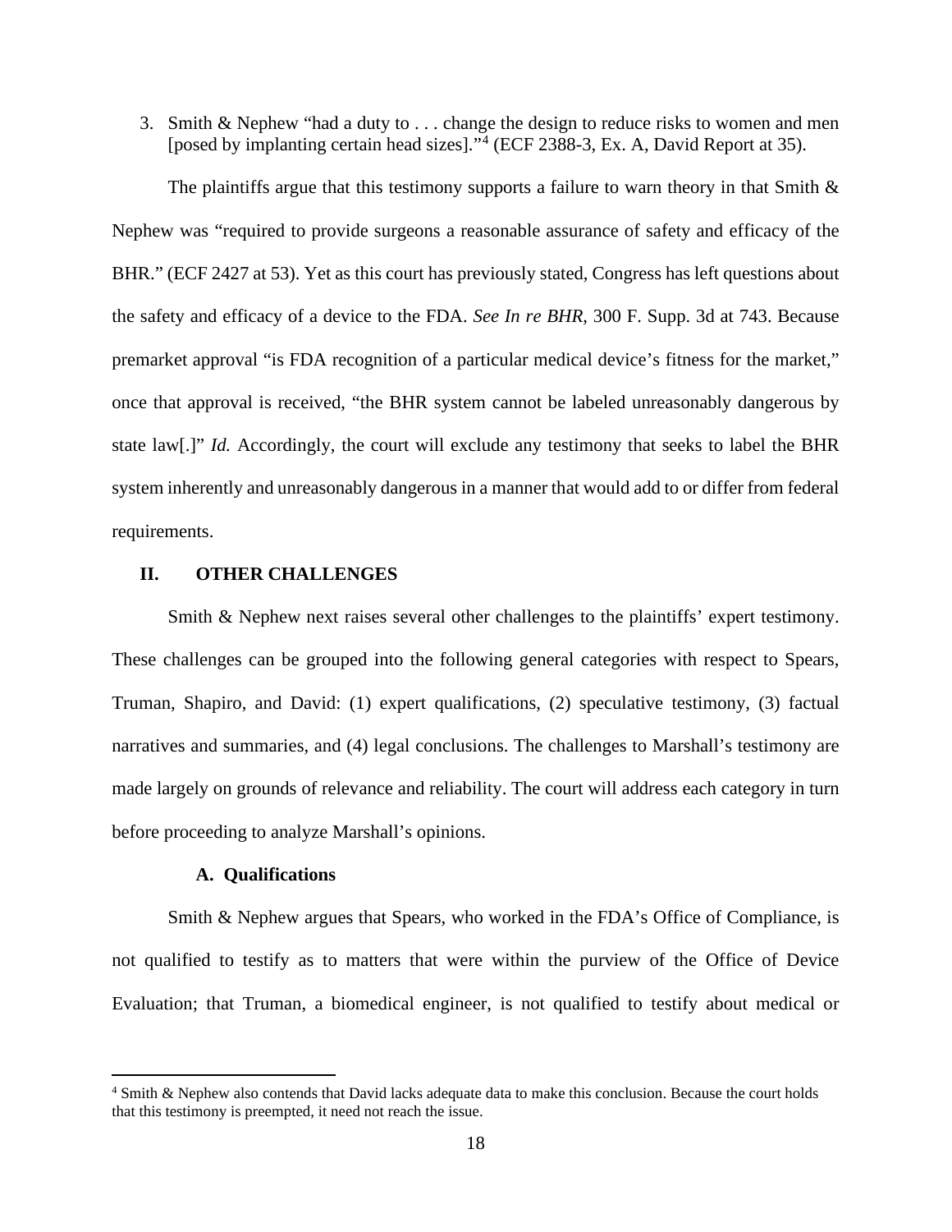3. Smith & Nephew "had a duty to . . . change the design to reduce risks to women and men [posed by implanting certain head sizes]."[4] (ECF 2388-3, Ex. A, David Report at 35).

The plaintiffs argue that this testimony supports a failure to warn theory in that Smith & Nephew was "required to provide surgeons a reasonable assurance of safety and efficacy of the BHR." (ECF 2427 at 53). Yet as this court has previously stated, Congress has left questions about the safety and efficacy of a device to the FDA. *See In re BHR*, 300 F. Supp. 3d at 743. Because premarket approval "is FDA recognition of a particular medical device's fitness for the market," once that approval is received, "the BHR system cannot be labeled unreasonably dangerous by state law[.]" *Id.* Accordingly, the court will exclude any testimony that seeks to label the BHR system inherently and unreasonably dangerous in a manner that would add to or differ from federal requirements.

## II. OTHER CHALLENGES

Smith & Nephew next raises several other challenges to the plaintiffs' expert testimony. These challenges can be grouped into the following general categories with respect to Spears, Truman, Shapiro, and David: (1) expert qualifications, (2) speculative testimony, (3) factual narratives and summaries, and (4) legal conclusions. The challenges to Marshall's testimony are made largely on grounds of relevance and reliability. The court will address each category in turn before proceeding to analyze Marshall's opinions.

### A. Qualifications

Smith & Nephew argues that Spears, who worked in the FDA's Office of Compliance, is not qualified to testify as to matters that were within the purview of the Office of Device Evaluation; that Truman, a biomedical engineer, is not qualified to testify about medical or

---

[4] Smith & Nephew also contends that David lacks adequate data to make this conclusion. Because the court holds that this testimony is preempted, it need not reach the issue.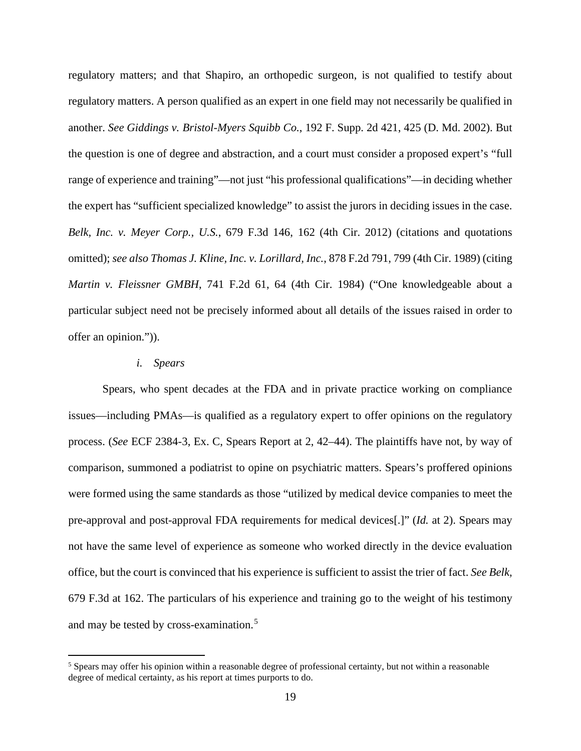regulatory matters; and that Shapiro, an orthopedic surgeon, is not qualified to testify about regulatory matters. A person qualified as an expert in one field may not necessarily be qualified in another. *See Giddings v. Bristol-Myers Squibb Co.*, 192 F. Supp. 2d 421, 425 (D. Md. 2002). But the question is one of degree and abstraction, and a court must consider a proposed expert's "full range of experience and training"—not just "his professional qualifications"—in deciding whether the expert has "sufficient specialized knowledge" to assist the jurors in deciding issues in the case. *Belk, Inc. v. Meyer Corp., U.S.*, 679 F.3d 146, 162 (4th Cir. 2012) (citations and quotations omitted); *see also Thomas J. Kline, Inc. v. Lorillard, Inc.*, 878 F.2d 791, 799 (4th Cir. 1989) (citing *Martin v. Fleissner GMBH*, 741 F.2d 61, 64 (4th Cir. 1984) ("One knowledgeable about a particular subject need not be precisely informed about all details of the issues raised in order to offer an opinion.")).

*i. Spears*

Spears, who spent decades at the FDA and in private practice working on compliance issues—including PMAs—is qualified as a regulatory expert to offer opinions on the regulatory process. (*See* ECF 2384-3, Ex. C, Spears Report at 2, 42–44). The plaintiffs have not, by way of comparison, summoned a podiatrist to opine on psychiatric matters. Spears's proffered opinions were formed using the same standards as those "utilized by medical device companies to meet the pre-approval and post-approval FDA requirements for medical devices[.]" (*Id.* at 2). Spears may not have the same level of experience as someone who worked directly in the device evaluation office, but the court is convinced that his experience is sufficient to assist the trier of fact. *See Belk*, 679 F.3d at 162. The particulars of his experience and training go to the weight of his testimony and may be tested by cross-examination.[5]

[5] Spears may offer his opinion within a reasonable degree of professional certainty, but not within a reasonable degree of medical certainty, as his report at times purports to do.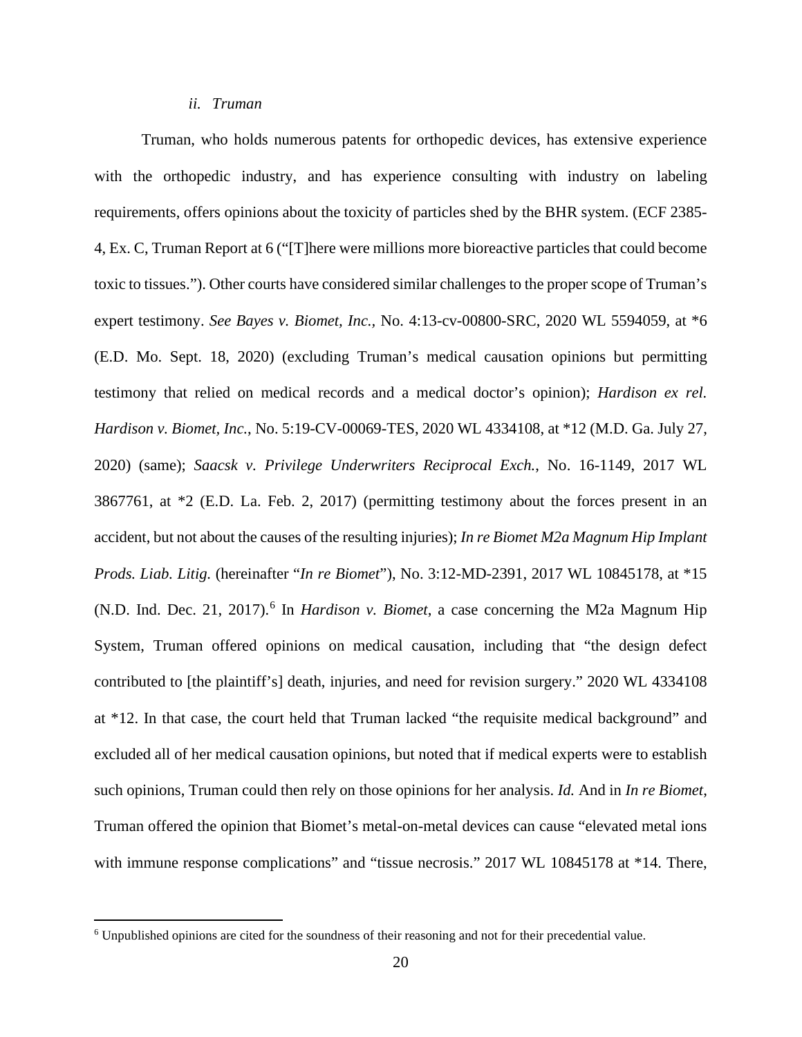*ii. Truman*

Truman, who holds numerous patents for orthopedic devices, has extensive experience with the orthopedic industry, and has experience consulting with industry on labeling requirements, offers opinions about the toxicity of particles shed by the BHR system. (ECF 2385-4, Ex. C, Truman Report at 6 ("[T]here were millions more bioreactive particles that could become toxic to tissues."). Other courts have considered similar challenges to the proper scope of Truman's expert testimony. *See Bayes v. Biomet, Inc.*, No. 4:13-cv-00800-SRC, 2020 WL 5594059, at *6 (E.D. Mo. Sept. 18, 2020) (excluding Truman's medical causation opinions but permitting testimony that relied on medical records and a medical doctor's opinion); *Hardison ex rel. Hardison v. Biomet, Inc.*, No. 5:19-CV-00069-TES, 2020 WL 4334108, at *12 (M.D. Ga. July 27, 2020) (same); *Saacsk v. Privilege Underwriters Reciprocal Exch.*, No. 16-1149, 2017 WL 3867761, at *2 (E.D. La. Feb. 2, 2017) (permitting testimony about the forces present in an accident, but not about the causes of the resulting injuries); *In re Biomet M2a Magnum Hip Implant Prods. Liab. Litig.* (hereinafter "*In re Biomet*"), No. 3:12-MD-2391, 2017 WL 10845178, at *15 (N.D. Ind. Dec. 21, 2017).[6] In *Hardison v. Biomet*, a case concerning the M2a Magnum Hip System, Truman offered opinions on medical causation, including that "the design defect contributed to [the plaintiff's] death, injuries, and need for revision surgery." 2020 WL 4334108 at *12. In that case, the court held that Truman lacked "the requisite medical background" and excluded all of her medical causation opinions, but noted that if medical experts were to establish such opinions, Truman could then rely on those opinions for her analysis. *Id.* And in *In re Biomet*, Truman offered the opinion that Biomet's metal-on-metal devices can cause "elevated metal ions with immune response complications" and "tissue necrosis." 2017 WL 10845178 at *14. There,

[6] Unpublished opinions are cited for the soundness of their reasoning and not for their precedential value.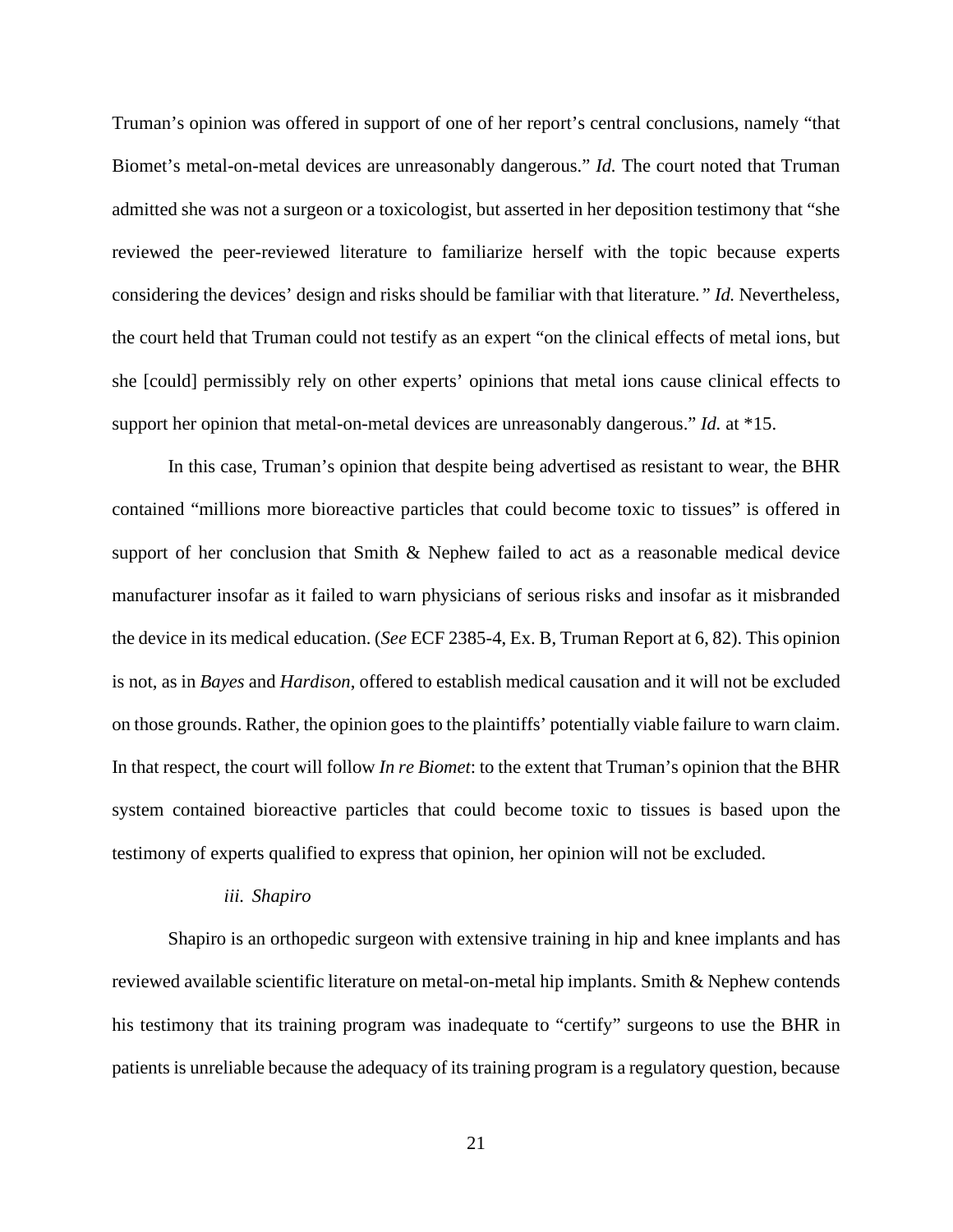Truman's opinion was offered in support of one of her report's central conclusions, namely "that Biomet's metal-on-metal devices are unreasonably dangerous." *Id.* The court noted that Truman admitted she was not a surgeon or a toxicologist, but asserted in her deposition testimony that "she reviewed the peer-reviewed literature to familiarize herself with the topic because experts considering the devices' design and risks should be familiar with that literature*."* *Id.* Nevertheless, the court held that Truman could not testify as an expert "on the clinical effects of metal ions, but she [could] permissibly rely on other experts' opinions that metal ions cause clinical effects to support her opinion that metal-on-metal devices are unreasonably dangerous." *Id.* at *15.

In this case, Truman's opinion that despite being advertised as resistant to wear, the BHR contained "millions more bioreactive particles that could become toxic to tissues" is offered in support of her conclusion that Smith & Nephew failed to act as a reasonable medical device manufacturer insofar as it failed to warn physicians of serious risks and insofar as it misbranded the device in its medical education. (*See* ECF 2385-4, Ex. B, Truman Report at 6, 82). This opinion is not, as in *Bayes* and *Hardison*, offered to establish medical causation and it will not be excluded on those grounds. Rather, the opinion goes to the plaintiffs' potentially viable failure to warn claim. In that respect, the court will follow *In re Biomet*: to the extent that Truman's opinion that the BHR system contained bioreactive particles that could become toxic to tissues is based upon the testimony of experts qualified to express that opinion, her opinion will not be excluded.

*iii. Shapiro*

Shapiro is an orthopedic surgeon with extensive training in hip and knee implants and has reviewed available scientific literature on metal-on-metal hip implants. Smith & Nephew contends his testimony that its training program was inadequate to "certify" surgeons to use the BHR in patients is unreliable because the adequacy of its training program is a regulatory question, because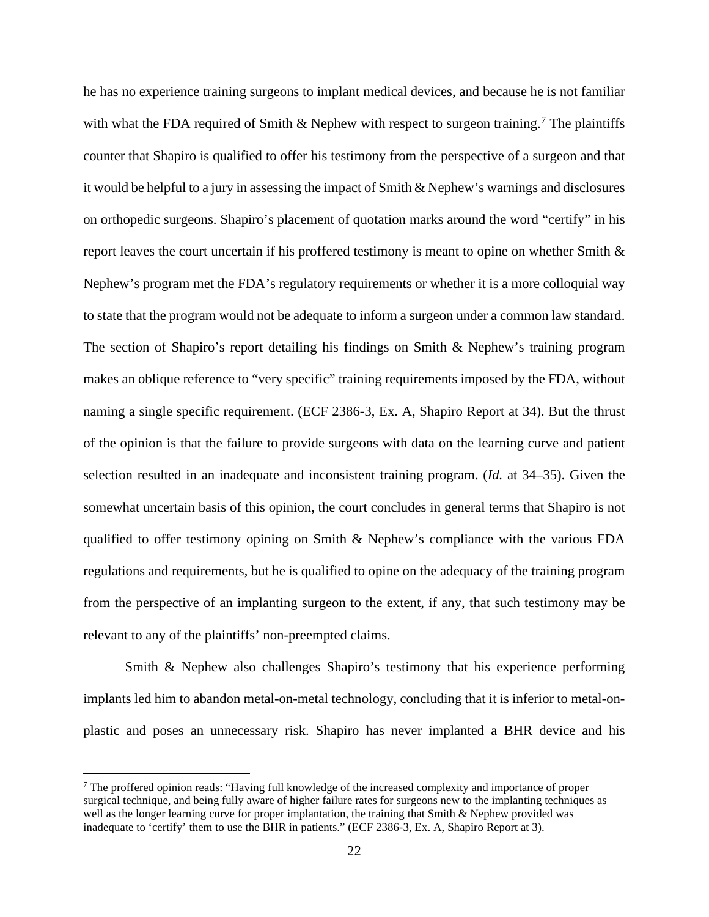he has no experience training surgeons to implant medical devices, and because he is not familiar with what the FDA required of Smith & Nephew with respect to surgeon training.[7] The plaintiffs counter that Shapiro is qualified to offer his testimony from the perspective of a surgeon and that it would be helpful to a jury in assessing the impact of Smith & Nephew's warnings and disclosures on orthopedic surgeons. Shapiro's placement of quotation marks around the word "certify" in his report leaves the court uncertain if his proffered testimony is meant to opine on whether Smith & Nephew's program met the FDA's regulatory requirements or whether it is a more colloquial way to state that the program would not be adequate to inform a surgeon under a common law standard. The section of Shapiro's report detailing his findings on Smith & Nephew's training program makes an oblique reference to "very specific" training requirements imposed by the FDA, without naming a single specific requirement. (ECF 2386-3, Ex. A, Shapiro Report at 34). But the thrust of the opinion is that the failure to provide surgeons with data on the learning curve and patient selection resulted in an inadequate and inconsistent training program. (*Id.* at 34–35). Given the somewhat uncertain basis of this opinion, the court concludes in general terms that Shapiro is not qualified to offer testimony opining on Smith & Nephew's compliance with the various FDA regulations and requirements, but he is qualified to opine on the adequacy of the training program from the perspective of an implanting surgeon to the extent, if any, that such testimony may be relevant to any of the plaintiffs' non-preempted claims.

Smith & Nephew also challenges Shapiro's testimony that his experience performing implants led him to abandon metal-on-metal technology, concluding that it is inferior to metal-on-plastic and poses an unnecessary risk. Shapiro has never implanted a BHR device and his

---

[7] The proffered opinion reads: "Having full knowledge of the increased complexity and importance of proper surgical technique, and being fully aware of higher failure rates for surgeons new to the implanting techniques as well as the longer learning curve for proper implantation, the training that Smith & Nephew provided was inadequate to 'certify' them to use the BHR in patients." (ECF 2386-3, Ex. A, Shapiro Report at 3).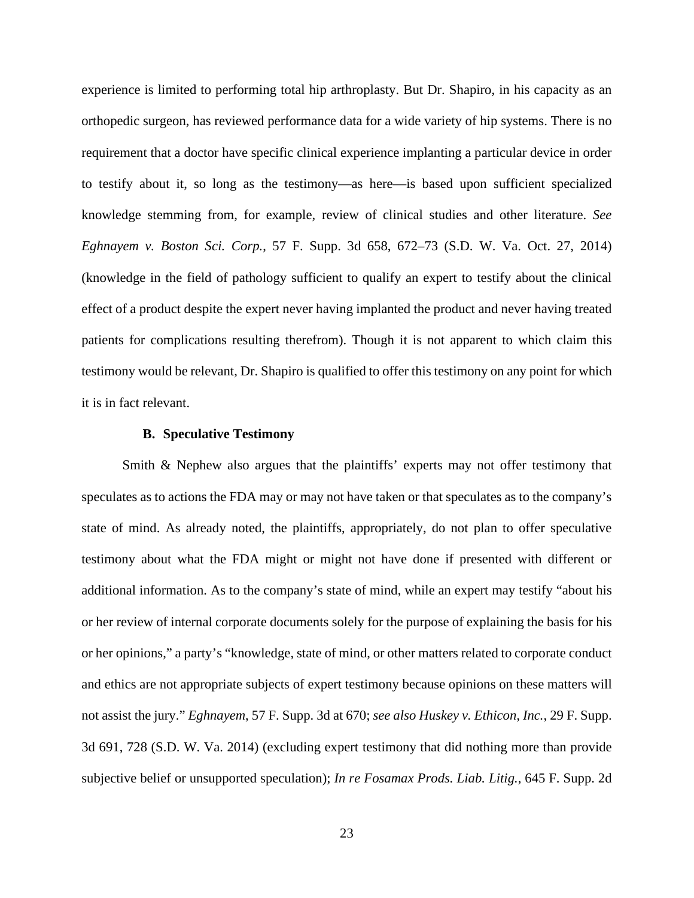experience is limited to performing total hip arthroplasty. But Dr. Shapiro, in his capacity as an orthopedic surgeon, has reviewed performance data for a wide variety of hip systems. There is no requirement that a doctor have specific clinical experience implanting a particular device in order to testify about it, so long as the testimony—as here—is based upon sufficient specialized knowledge stemming from, for example, review of clinical studies and other literature. *See Eghnayem v. Boston Sci. Corp.*, 57 F. Supp. 3d 658, 672–73 (S.D. W. Va. Oct. 27, 2014) (knowledge in the field of pathology sufficient to qualify an expert to testify about the clinical effect of a product despite the expert never having implanted the product and never having treated patients for complications resulting therefrom). Though it is not apparent to which claim this testimony would be relevant, Dr. Shapiro is qualified to offer this testimony on any point for which it is in fact relevant.

### B. Speculative Testimony

Smith & Nephew also argues that the plaintiffs' experts may not offer testimony that speculates as to actions the FDA may or may not have taken or that speculates as to the company's state of mind. As already noted, the plaintiffs, appropriately, do not plan to offer speculative testimony about what the FDA might or might not have done if presented with different or additional information. As to the company's state of mind, while an expert may testify "about his or her review of internal corporate documents solely for the purpose of explaining the basis for his or her opinions," a party's "knowledge, state of mind, or other matters related to corporate conduct and ethics are not appropriate subjects of expert testimony because opinions on these matters will not assist the jury." *Eghnayem*, 57 F. Supp. 3d at 670; *see also Huskey v. Ethicon, Inc.*, 29 F. Supp. 3d 691, 728 (S.D. W. Va. 2014) (excluding expert testimony that did nothing more than provide subjective belief or unsupported speculation); *In re Fosamax Prods. Liab. Litig.*, 645 F. Supp. 2d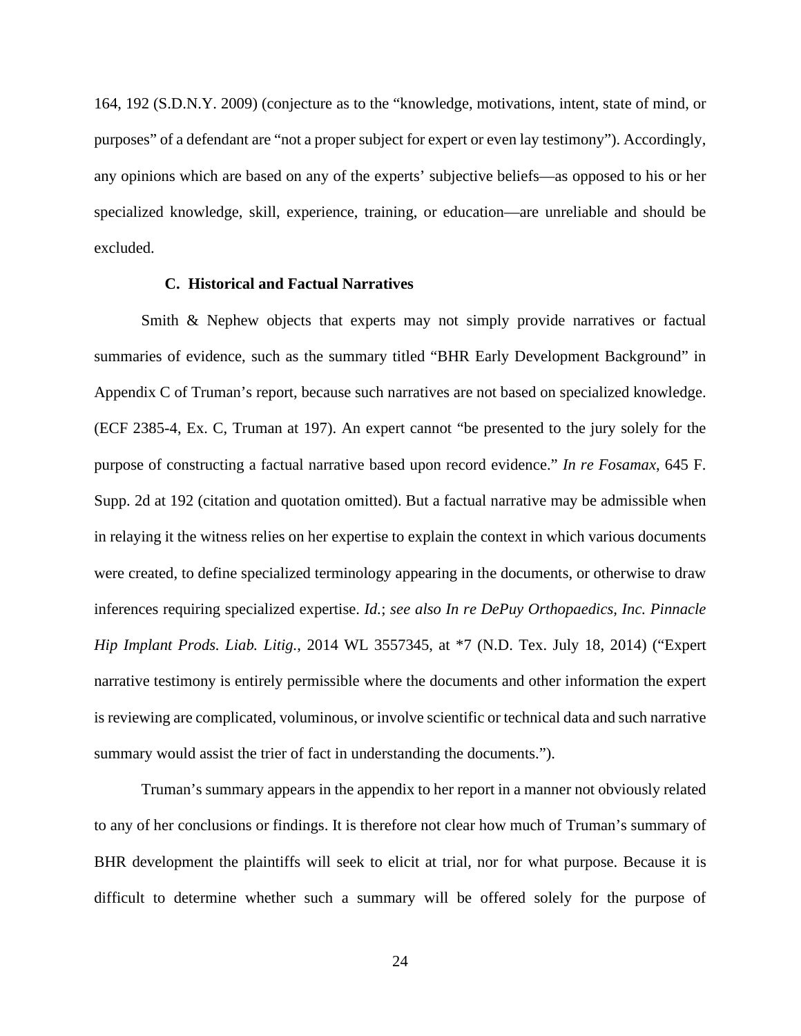164, 192 (S.D.N.Y. 2009) (conjecture as to the "knowledge, motivations, intent, state of mind, or purposes" of a defendant are "not a proper subject for expert or even lay testimony"). Accordingly, any opinions which are based on any of the experts' subjective beliefs—as opposed to his or her specialized knowledge, skill, experience, training, or education—are unreliable and should be excluded.

### C. Historical and Factual Narratives

Smith & Nephew objects that experts may not simply provide narratives or factual summaries of evidence, such as the summary titled "BHR Early Development Background" in Appendix C of Truman's report, because such narratives are not based on specialized knowledge. (ECF 2385-4, Ex. C, Truman at 197). An expert cannot "be presented to the jury solely for the purpose of constructing a factual narrative based upon record evidence." *In re Fosamax*, 645 F. Supp. 2d at 192 (citation and quotation omitted). But a factual narrative may be admissible when in relaying it the witness relies on her expertise to explain the context in which various documents were created, to define specialized terminology appearing in the documents, or otherwise to draw inferences requiring specialized expertise. *Id.*; *see also In re DePuy Orthopaedics, Inc. Pinnacle Hip Implant Prods. Liab. Litig.*, 2014 WL 3557345, at *7 (N.D. Tex. July 18, 2014) ("Expert narrative testimony is entirely permissible where the documents and other information the expert is reviewing are complicated, voluminous, or involve scientific or technical data and such narrative summary would assist the trier of fact in understanding the documents.").

Truman's summary appears in the appendix to her report in a manner not obviously related to any of her conclusions or findings. It is therefore not clear how much of Truman's summary of BHR development the plaintiffs will seek to elicit at trial, nor for what purpose. Because it is difficult to determine whether such a summary will be offered solely for the purpose of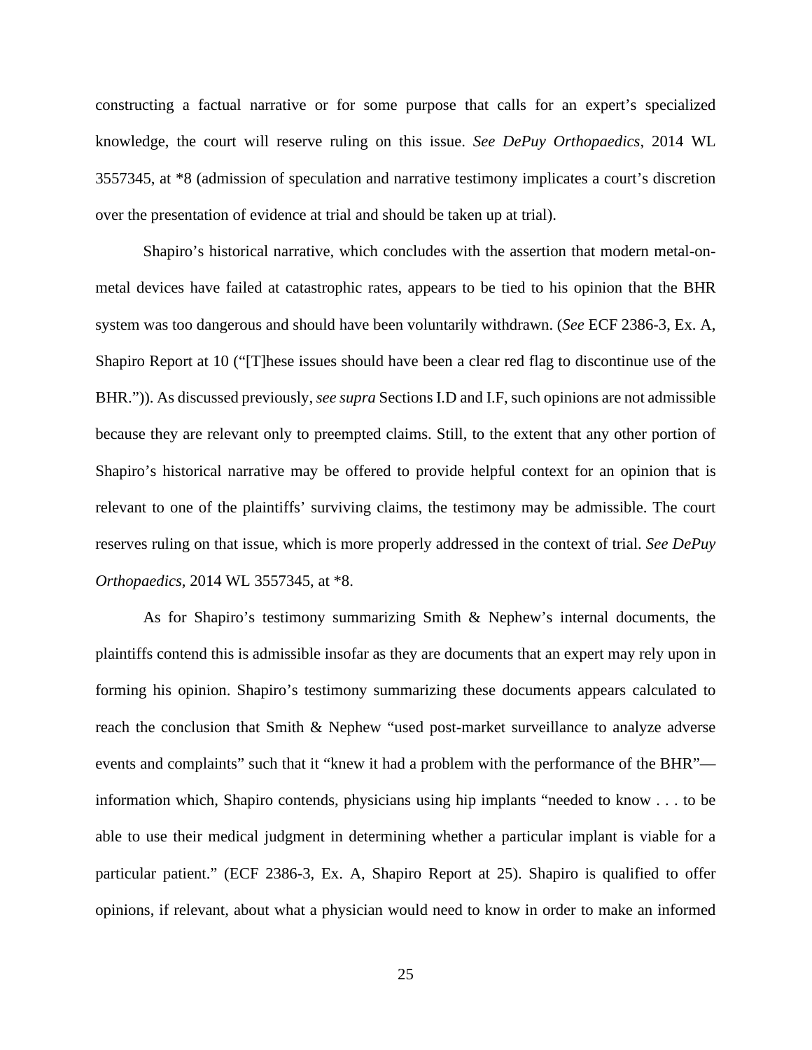constructing a factual narrative or for some purpose that calls for an expert's specialized knowledge, the court will reserve ruling on this issue. *See DePuy Orthopaedics*, 2014 WL 3557345, at *8 (admission of speculation and narrative testimony implicates a court's discretion over the presentation of evidence at trial and should be taken up at trial).

Shapiro's historical narrative, which concludes with the assertion that modern metal-on-metal devices have failed at catastrophic rates, appears to be tied to his opinion that the BHR system was too dangerous and should have been voluntarily withdrawn. (*See* ECF 2386-3, Ex. A, Shapiro Report at 10 ("[T]hese issues should have been a clear red flag to discontinue use of the BHR.")). As discussed previously, *see supra* Sections I.D and I.F, such opinions are not admissible because they are relevant only to preempted claims. Still, to the extent that any other portion of Shapiro's historical narrative may be offered to provide helpful context for an opinion that is relevant to one of the plaintiffs' surviving claims, the testimony may be admissible. The court reserves ruling on that issue, which is more properly addressed in the context of trial. *See DePuy Orthopaedics*, 2014 WL 3557345, at *8.

As for Shapiro's testimony summarizing Smith & Nephew's internal documents, the plaintiffs contend this is admissible insofar as they are documents that an expert may rely upon in forming his opinion. Shapiro's testimony summarizing these documents appears calculated to reach the conclusion that Smith & Nephew "used post-market surveillance to analyze adverse events and complaints" such that it "knew it had a problem with the performance of the BHR"—information which, Shapiro contends, physicians using hip implants "needed to know . . . to be able to use their medical judgment in determining whether a particular implant is viable for a particular patient." (ECF 2386-3, Ex. A, Shapiro Report at 25). Shapiro is qualified to offer opinions, if relevant, about what a physician would need to know in order to make an informed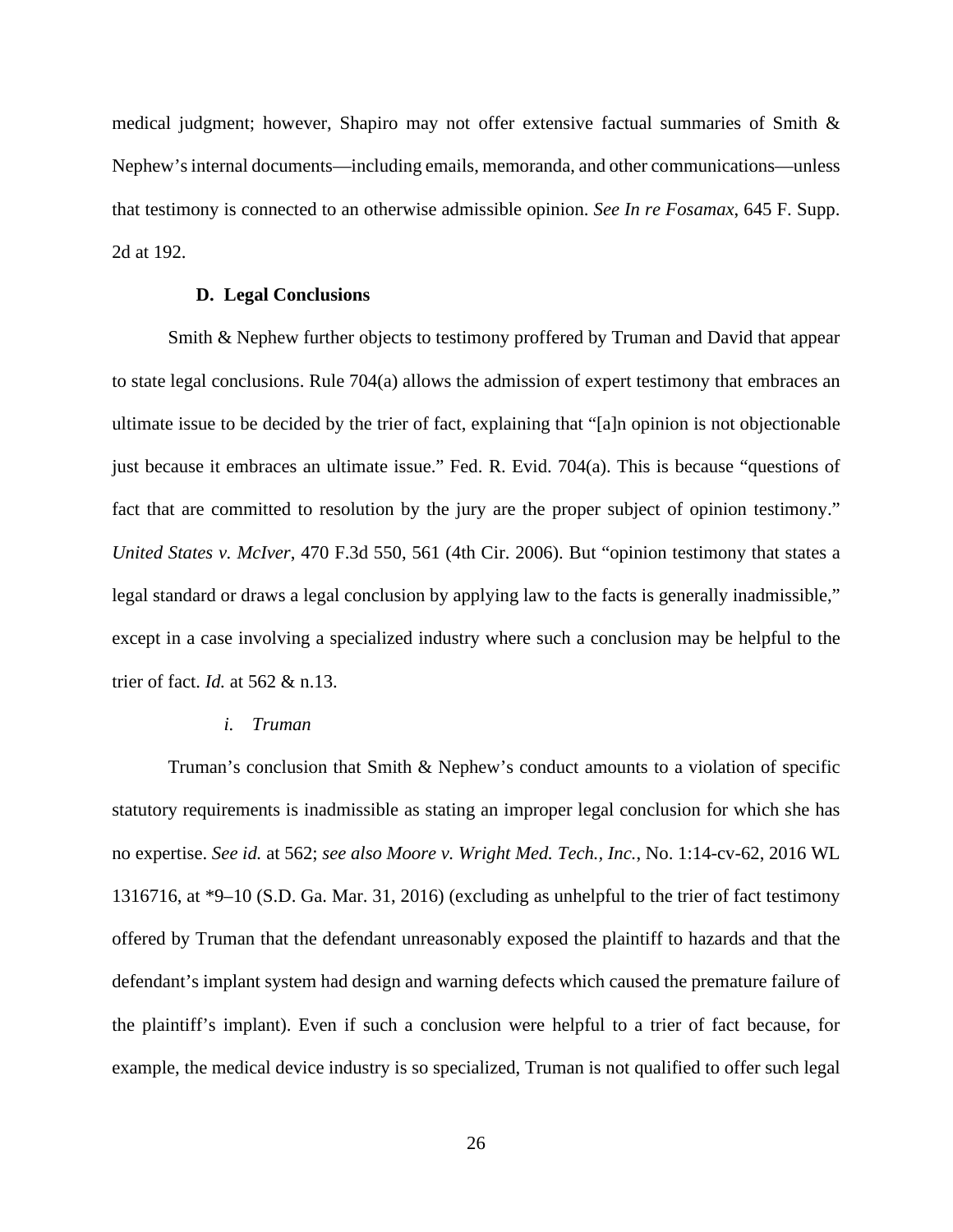medical judgment; however, Shapiro may not offer extensive factual summaries of Smith & Nephew's internal documents—including emails, memoranda, and other communications—unless that testimony is connected to an otherwise admissible opinion. *See In re Fosamax*, 645 F. Supp. 2d at 192.

### D. Legal Conclusions

Smith & Nephew further objects to testimony proffered by Truman and David that appear to state legal conclusions. Rule 704(a) allows the admission of expert testimony that embraces an ultimate issue to be decided by the trier of fact, explaining that "[a]n opinion is not objectionable just because it embraces an ultimate issue." Fed. R. Evid. 704(a). This is because "questions of fact that are committed to resolution by the jury are the proper subject of opinion testimony." *United States v. McIver*, 470 F.3d 550, 561 (4th Cir. 2006). But "opinion testimony that states a legal standard or draws a legal conclusion by applying law to the facts is generally inadmissible," except in a case involving a specialized industry where such a conclusion may be helpful to the trier of fact. *Id.* at 562 & n.13.

#### *i. Truman*

Truman's conclusion that Smith & Nephew's conduct amounts to a violation of specific statutory requirements is inadmissible as stating an improper legal conclusion for which she has no expertise. *See id.* at 562; *see also Moore v. Wright Med. Tech., Inc.*, No. 1:14-cv-62, 2016 WL 1316716, at *9–10 (S.D. Ga. Mar. 31, 2016) (excluding as unhelpful to the trier of fact testimony offered by Truman that the defendant unreasonably exposed the plaintiff to hazards and that the defendant's implant system had design and warning defects which caused the premature failure of the plaintiff's implant). Even if such a conclusion were helpful to a trier of fact because, for example, the medical device industry is so specialized, Truman is not qualified to offer such legal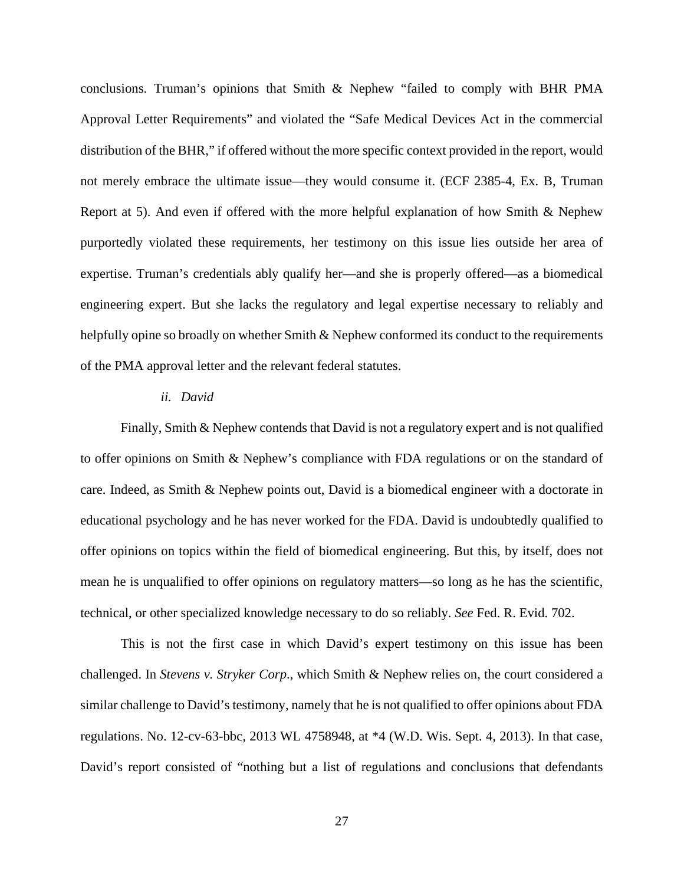conclusions. Truman's opinions that Smith & Nephew "failed to comply with BHR PMA Approval Letter Requirements" and violated the "Safe Medical Devices Act in the commercial distribution of the BHR," if offered without the more specific context provided in the report, would not merely embrace the ultimate issue—they would consume it. (ECF 2385-4, Ex. B, Truman Report at 5). And even if offered with the more helpful explanation of how Smith & Nephew purportedly violated these requirements, her testimony on this issue lies outside her area of expertise. Truman's credentials ably qualify her—and she is properly offered—as a biomedical engineering expert. But she lacks the regulatory and legal expertise necessary to reliably and helpfully opine so broadly on whether Smith & Nephew conformed its conduct to the requirements of the PMA approval letter and the relevant federal statutes.

*ii. David*

Finally, Smith & Nephew contends that David is not a regulatory expert and is not qualified to offer opinions on Smith & Nephew's compliance with FDA regulations or on the standard of care. Indeed, as Smith & Nephew points out, David is a biomedical engineer with a doctorate in educational psychology and he has never worked for the FDA. David is undoubtedly qualified to offer opinions on topics within the field of biomedical engineering. But this, by itself, does not mean he is unqualified to offer opinions on regulatory matters—so long as he has the scientific, technical, or other specialized knowledge necessary to do so reliably. *See* Fed. R. Evid. 702.

This is not the first case in which David's expert testimony on this issue has been challenged. In *Stevens v. Stryker Corp*., which Smith & Nephew relies on, the court considered a similar challenge to David's testimony, namely that he is not qualified to offer opinions about FDA regulations. No. 12-cv-63-bbc, 2013 WL 4758948, at *4 (W.D. Wis. Sept. 4, 2013). In that case, David's report consisted of "nothing but a list of regulations and conclusions that defendants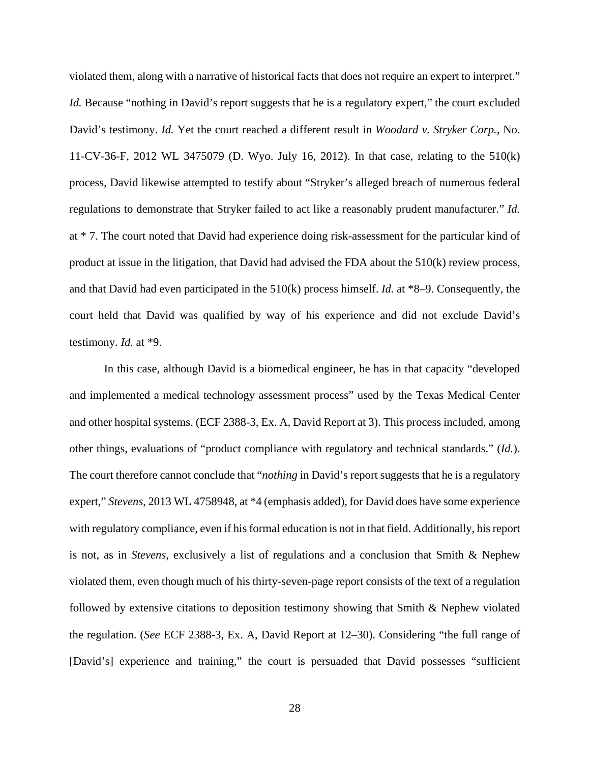violated them, along with a narrative of historical facts that does not require an expert to interpret." *Id.* Because "nothing in David's report suggests that he is a regulatory expert," the court excluded David's testimony. *Id.* Yet the court reached a different result in *Woodard v. Stryker Corp.*, No. 11-CV-36-F, 2012 WL 3475079 (D. Wyo. July 16, 2012). In that case, relating to the 510(k) process, David likewise attempted to testify about "Stryker's alleged breach of numerous federal regulations to demonstrate that Stryker failed to act like a reasonably prudent manufacturer." *Id.* at * 7. The court noted that David had experience doing risk-assessment for the particular kind of product at issue in the litigation, that David had advised the FDA about the 510(k) review process, and that David had even participated in the 510(k) process himself. *Id.* at *8–9. Consequently, the court held that David was qualified by way of his experience and did not exclude David's testimony. *Id.* at *9.

In this case, although David is a biomedical engineer, he has in that capacity "developed and implemented a medical technology assessment process" used by the Texas Medical Center and other hospital systems. (ECF 2388-3, Ex. A, David Report at 3). This process included, among other things, evaluations of "product compliance with regulatory and technical standards." (*Id.*). The court therefore cannot conclude that "*nothing* in David's report suggests that he is a regulatory expert," *Stevens*, 2013 WL 4758948, at *4 (emphasis added), for David does have some experience with regulatory compliance, even if his formal education is not in that field. Additionally, his report is not, as in *Stevens*, exclusively a list of regulations and a conclusion that Smith & Nephew violated them, even though much of his thirty-seven-page report consists of the text of a regulation followed by extensive citations to deposition testimony showing that Smith & Nephew violated the regulation. (*See* ECF 2388-3, Ex. A, David Report at 12–30). Considering "the full range of [David's] experience and training," the court is persuaded that David possesses "sufficient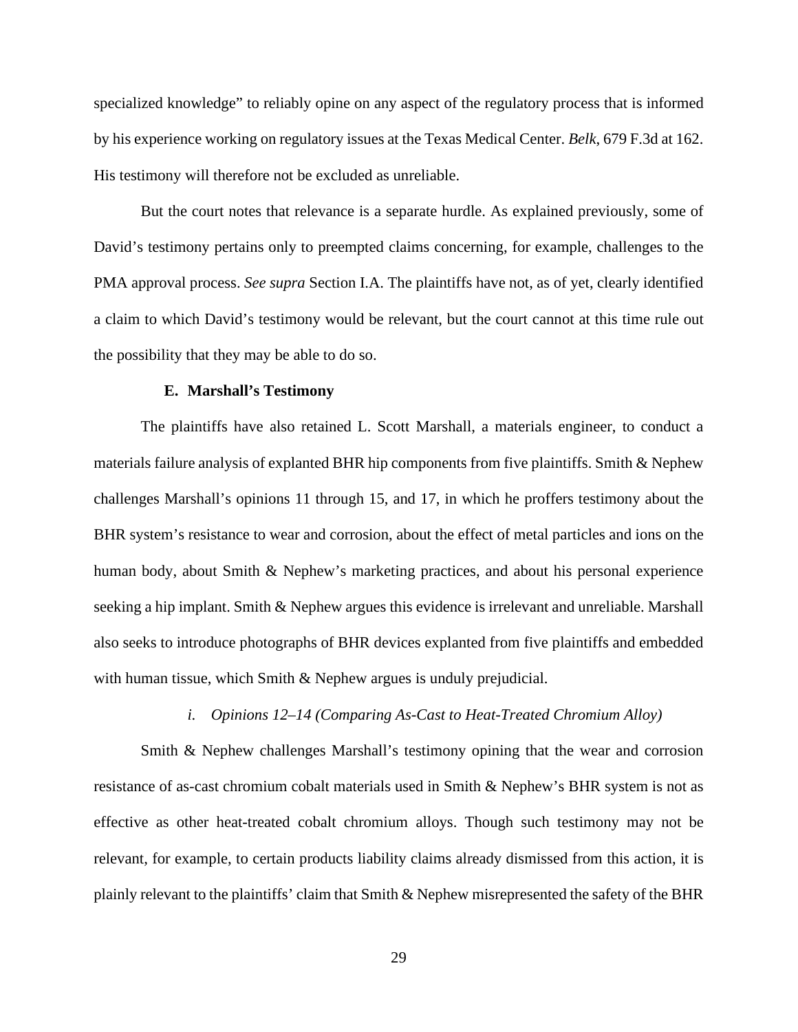specialized knowledge" to reliably opine on any aspect of the regulatory process that is informed by his experience working on regulatory issues at the Texas Medical Center. *Belk*, 679 F.3d at 162. His testimony will therefore not be excluded as unreliable.

But the court notes that relevance is a separate hurdle. As explained previously, some of David's testimony pertains only to preempted claims concerning, for example, challenges to the PMA approval process. *See supra* Section I.A. The plaintiffs have not, as of yet, clearly identified a claim to which David's testimony would be relevant, but the court cannot at this time rule out the possibility that they may be able to do so.

### E. Marshall's Testimony

The plaintiffs have also retained L. Scott Marshall, a materials engineer, to conduct a materials failure analysis of explanted BHR hip components from five plaintiffs. Smith & Nephew challenges Marshall's opinions 11 through 15, and 17, in which he proffers testimony about the BHR system's resistance to wear and corrosion, about the effect of metal particles and ions on the human body, about Smith & Nephew's marketing practices, and about his personal experience seeking a hip implant. Smith & Nephew argues this evidence is irrelevant and unreliable. Marshall also seeks to introduce photographs of BHR devices explanted from five plaintiffs and embedded with human tissue, which Smith & Nephew argues is unduly prejudicial.

#### *i. Opinions 12–14 (Comparing As-Cast to Heat-Treated Chromium Alloy)*

Smith & Nephew challenges Marshall's testimony opining that the wear and corrosion resistance of as-cast chromium cobalt materials used in Smith & Nephew's BHR system is not as effective as other heat-treated cobalt chromium alloys. Though such testimony may not be relevant, for example, to certain products liability claims already dismissed from this action, it is plainly relevant to the plaintiffs' claim that Smith & Nephew misrepresented the safety of the BHR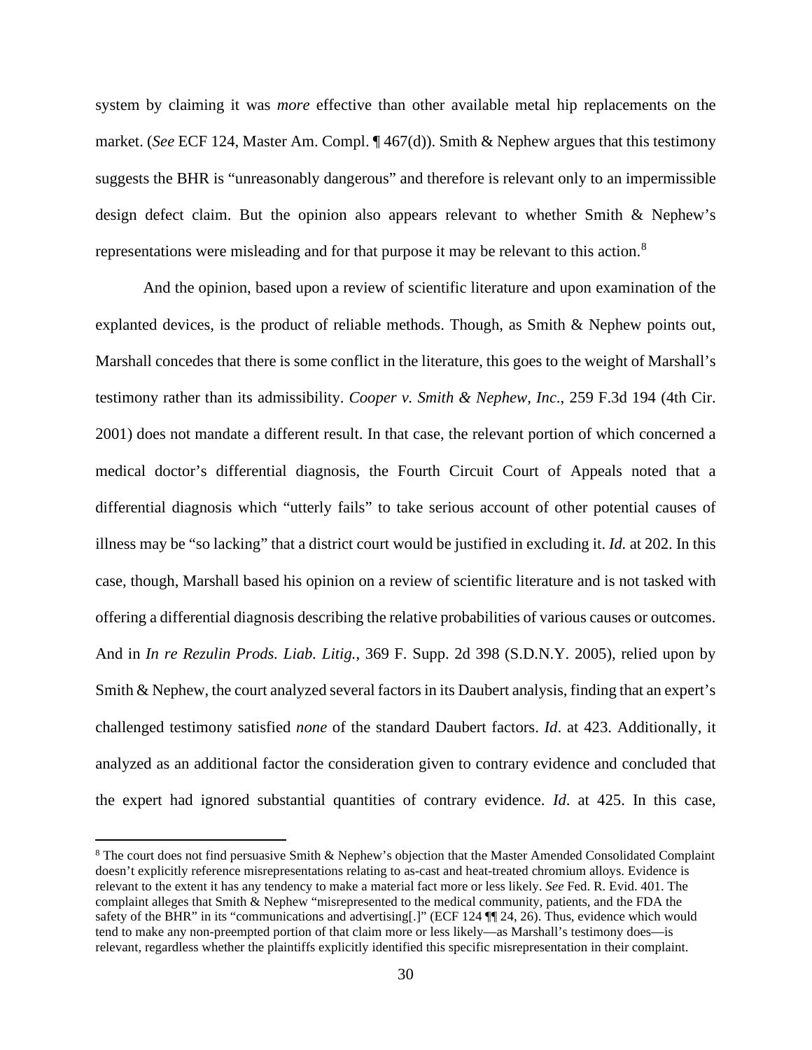system by claiming it was *more* effective than other available metal hip replacements on the market. (*See* ECF 124, Master Am. Compl. ¶ 467(d)). Smith & Nephew argues that this testimony suggests the BHR is "unreasonably dangerous" and therefore is relevant only to an impermissible design defect claim. But the opinion also appears relevant to whether Smith & Nephew's representations were misleading and for that purpose it may be relevant to this action.[8]

And the opinion, based upon a review of scientific literature and upon examination of the explanted devices, is the product of reliable methods. Though, as Smith & Nephew points out, Marshall concedes that there is some conflict in the literature, this goes to the weight of Marshall's testimony rather than its admissibility. *Cooper v. Smith & Nephew, Inc*., 259 F.3d 194 (4th Cir. 2001) does not mandate a different result. In that case, the relevant portion of which concerned a medical doctor's differential diagnosis, the Fourth Circuit Court of Appeals noted that a differential diagnosis which "utterly fails" to take serious account of other potential causes of illness may be "so lacking" that a district court would be justified in excluding it. *Id.* at 202. In this case, though, Marshall based his opinion on a review of scientific literature and is not tasked with offering a differential diagnosis describing the relative probabilities of various causes or outcomes. And in *In re Rezulin Prods. Liab. Litig.*, 369 F. Supp. 2d 398 (S.D.N.Y. 2005), relied upon by Smith & Nephew, the court analyzed several factors in its Daubert analysis, finding that an expert's challenged testimony satisfied *none* of the standard Daubert factors. *Id*. at 423. Additionally, it analyzed as an additional factor the consideration given to contrary evidence and concluded that the expert had ignored substantial quantities of contrary evidence. *Id*. at 425. In this case,

---

[8] The court does not find persuasive Smith & Nephew's objection that the Master Amended Consolidated Complaint doesn't explicitly reference misrepresentations relating to as-cast and heat-treated chromium alloys. Evidence is relevant to the extent it has any tendency to make a material fact more or less likely. *See* Fed. R. Evid. 401. The complaint alleges that Smith & Nephew "misrepresented to the medical community, patients, and the FDA the safety of the BHR" in its "communications and advertising[.]" (ECF 124 ¶¶ 24, 26). Thus, evidence which would tend to make any non-preempted portion of that claim more or less likely—as Marshall's testimony does—is relevant, regardless whether the plaintiffs explicitly identified this specific misrepresentation in their complaint.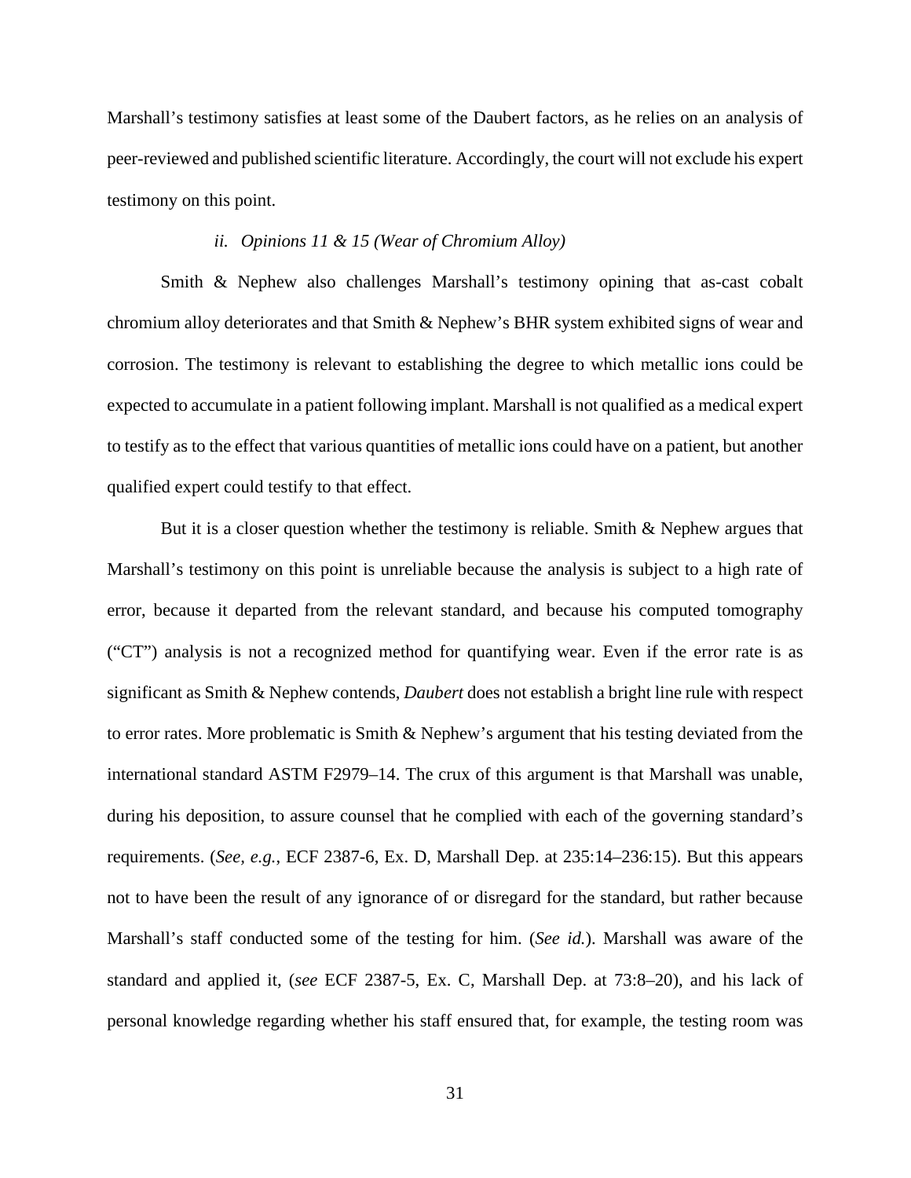Marshall's testimony satisfies at least some of the Daubert factors, as he relies on an analysis of peer-reviewed and published scientific literature. Accordingly, the court will not exclude his expert testimony on this point.

*ii. Opinions 11 & 15 (Wear of Chromium Alloy)*

Smith & Nephew also challenges Marshall's testimony opining that as-cast cobalt chromium alloy deteriorates and that Smith & Nephew's BHR system exhibited signs of wear and corrosion. The testimony is relevant to establishing the degree to which metallic ions could be expected to accumulate in a patient following implant. Marshall is not qualified as a medical expert to testify as to the effect that various quantities of metallic ions could have on a patient, but another qualified expert could testify to that effect.

But it is a closer question whether the testimony is reliable. Smith & Nephew argues that Marshall's testimony on this point is unreliable because the analysis is subject to a high rate of error, because it departed from the relevant standard, and because his computed tomography ("CT") analysis is not a recognized method for quantifying wear. Even if the error rate is as significant as Smith & Nephew contends, *Daubert* does not establish a bright line rule with respect to error rates. More problematic is Smith & Nephew's argument that his testing deviated from the international standard ASTM F2979–14. The crux of this argument is that Marshall was unable, during his deposition, to assure counsel that he complied with each of the governing standard's requirements. (*See, e.g.*, ECF 2387-6, Ex. D, Marshall Dep. at 235:14–236:15). But this appears not to have been the result of any ignorance of or disregard for the standard, but rather because Marshall's staff conducted some of the testing for him. (*See id.*). Marshall was aware of the standard and applied it, (*see* ECF 2387-5, Ex. C, Marshall Dep. at 73:8–20), and his lack of personal knowledge regarding whether his staff ensured that, for example, the testing room was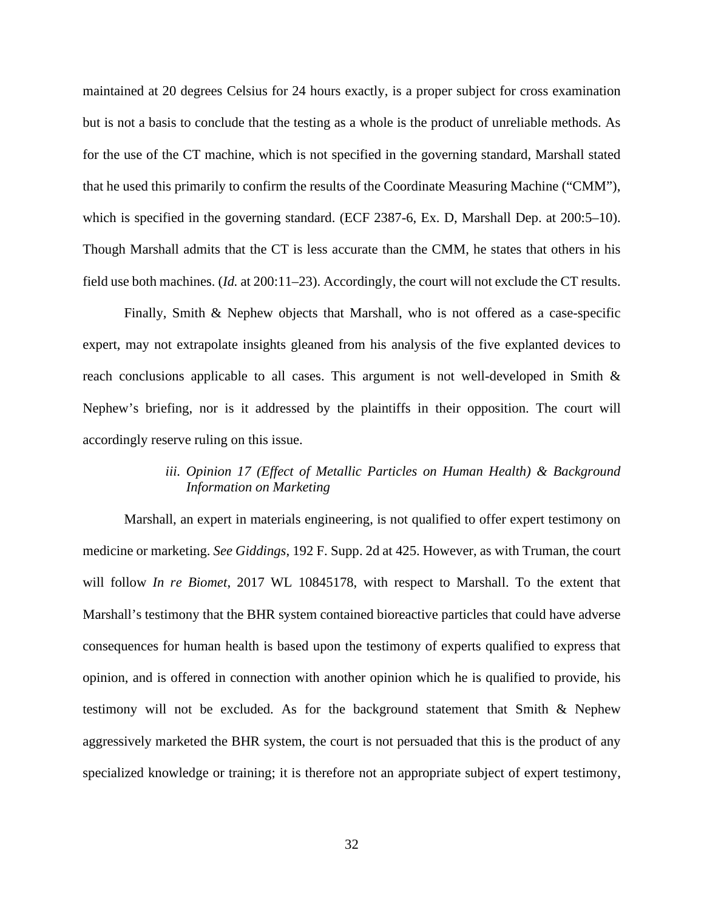maintained at 20 degrees Celsius for 24 hours exactly, is a proper subject for cross examination but is not a basis to conclude that the testing as a whole is the product of unreliable methods. As for the use of the CT machine, which is not specified in the governing standard, Marshall stated that he used this primarily to confirm the results of the Coordinate Measuring Machine ("CMM"), which is specified in the governing standard. (ECF 2387-6, Ex. D, Marshall Dep. at 200:5–10). Though Marshall admits that the CT is less accurate than the CMM, he states that others in his field use both machines. (*Id.* at 200:11–23). Accordingly, the court will not exclude the CT results.

Finally, Smith & Nephew objects that Marshall, who is not offered as a case-specific expert, may not extrapolate insights gleaned from his analysis of the five explanted devices to reach conclusions applicable to all cases. This argument is not well-developed in Smith & Nephew's briefing, nor is it addressed by the plaintiffs in their opposition. The court will accordingly reserve ruling on this issue.

*iii. Opinion 17 (Effect of Metallic Particles on Human Health) & Background Information on Marketing*

Marshall, an expert in materials engineering, is not qualified to offer expert testimony on medicine or marketing. *See Giddings*, 192 F. Supp. 2d at 425. However, as with Truman, the court will follow *In re Biomet*, 2017 WL 10845178, with respect to Marshall. To the extent that Marshall's testimony that the BHR system contained bioreactive particles that could have adverse consequences for human health is based upon the testimony of experts qualified to express that opinion, and is offered in connection with another opinion which he is qualified to provide, his testimony will not be excluded. As for the background statement that Smith & Nephew aggressively marketed the BHR system, the court is not persuaded that this is the product of any specialized knowledge or training; it is therefore not an appropriate subject of expert testimony,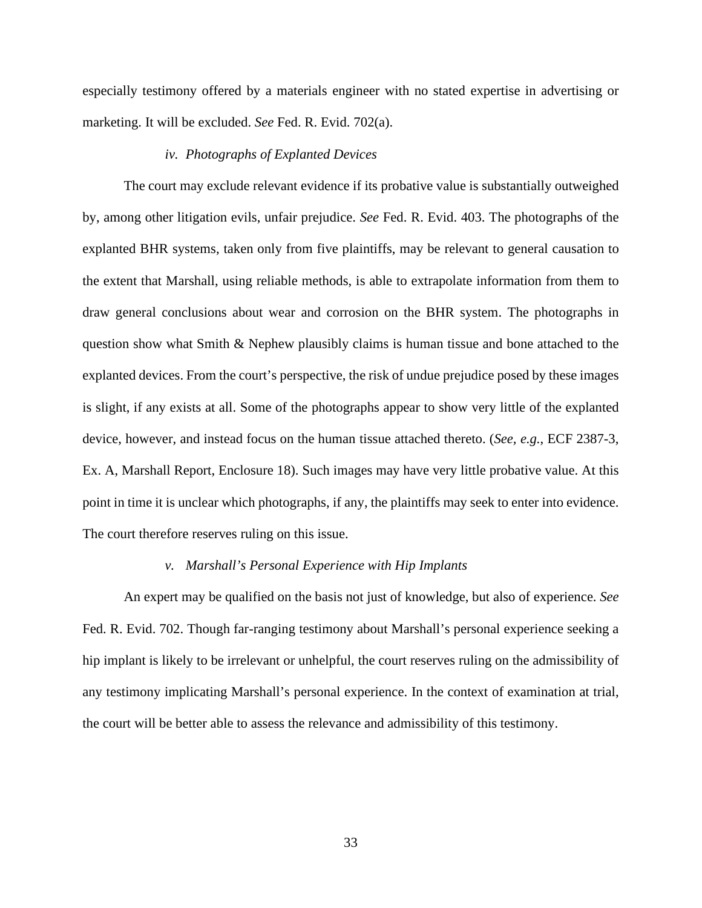especially testimony offered by a materials engineer with no stated expertise in advertising or marketing. It will be excluded. *See* Fed. R. Evid. 702(a).

#### *iv. Photographs of Explanted Devices*

The court may exclude relevant evidence if its probative value is substantially outweighed by, among other litigation evils, unfair prejudice. *See* Fed. R. Evid. 403. The photographs of the explanted BHR systems, taken only from five plaintiffs, may be relevant to general causation to the extent that Marshall, using reliable methods, is able to extrapolate information from them to draw general conclusions about wear and corrosion on the BHR system. The photographs in question show what Smith & Nephew plausibly claims is human tissue and bone attached to the explanted devices. From the court's perspective, the risk of undue prejudice posed by these images is slight, if any exists at all. Some of the photographs appear to show very little of the explanted device, however, and instead focus on the human tissue attached thereto. (*See, e.g.*, ECF 2387-3, Ex. A, Marshall Report, Enclosure 18). Such images may have very little probative value. At this point in time it is unclear which photographs, if any, the plaintiffs may seek to enter into evidence. The court therefore reserves ruling on this issue.

#### *v. Marshall's Personal Experience with Hip Implants*

An expert may be qualified on the basis not just of knowledge, but also of experience. *See* Fed. R. Evid. 702. Though far-ranging testimony about Marshall's personal experience seeking a hip implant is likely to be irrelevant or unhelpful, the court reserves ruling on the admissibility of any testimony implicating Marshall's personal experience. In the context of examination at trial, the court will be better able to assess the relevance and admissibility of this testimony.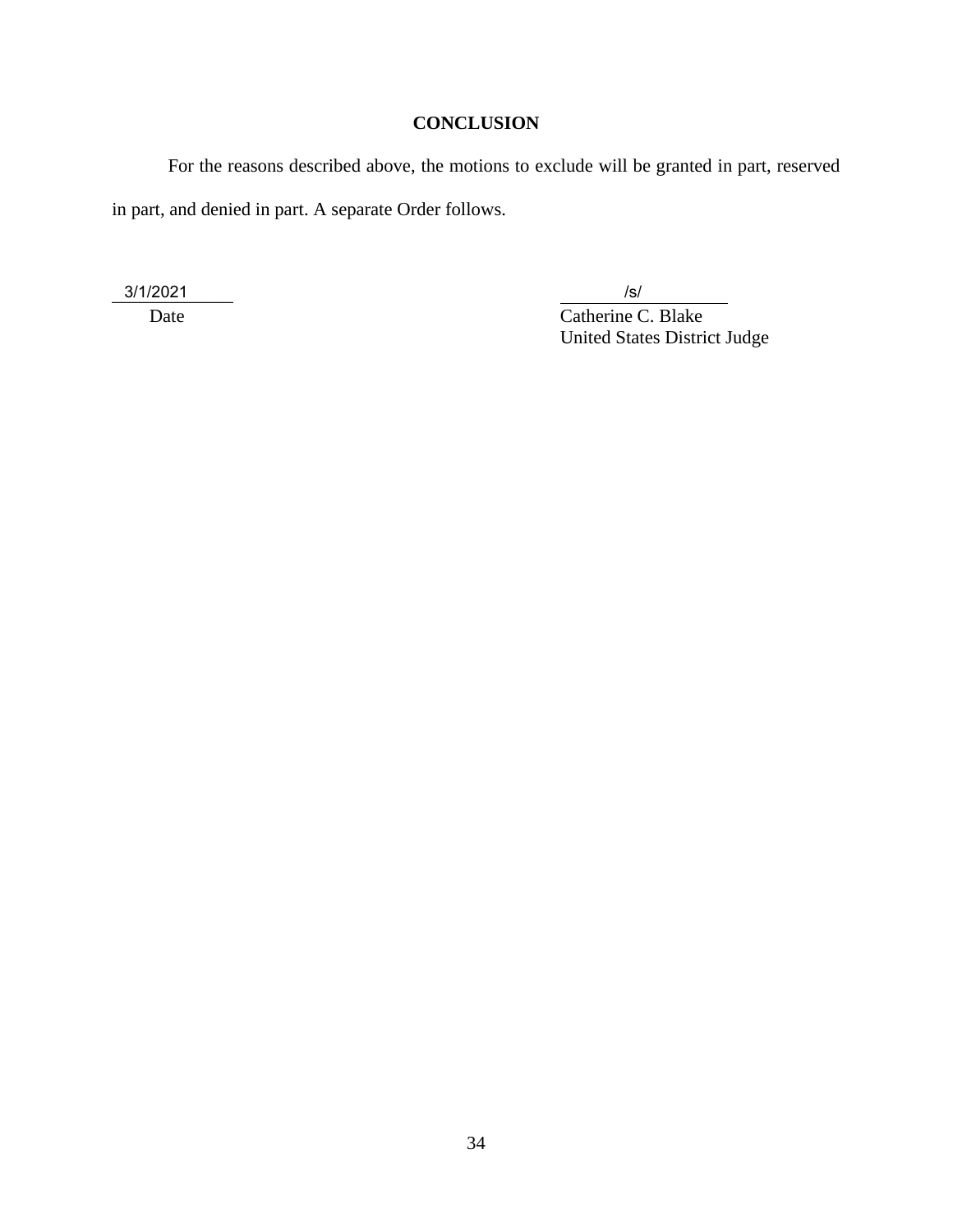## CONCLUSION

For the reasons described above, the motions to exclude will be granted in part, reserved in part, and denied in part. A separate Order follows.

3/1/2021
Date

/s/
Catherine C. Blake
United States District Judge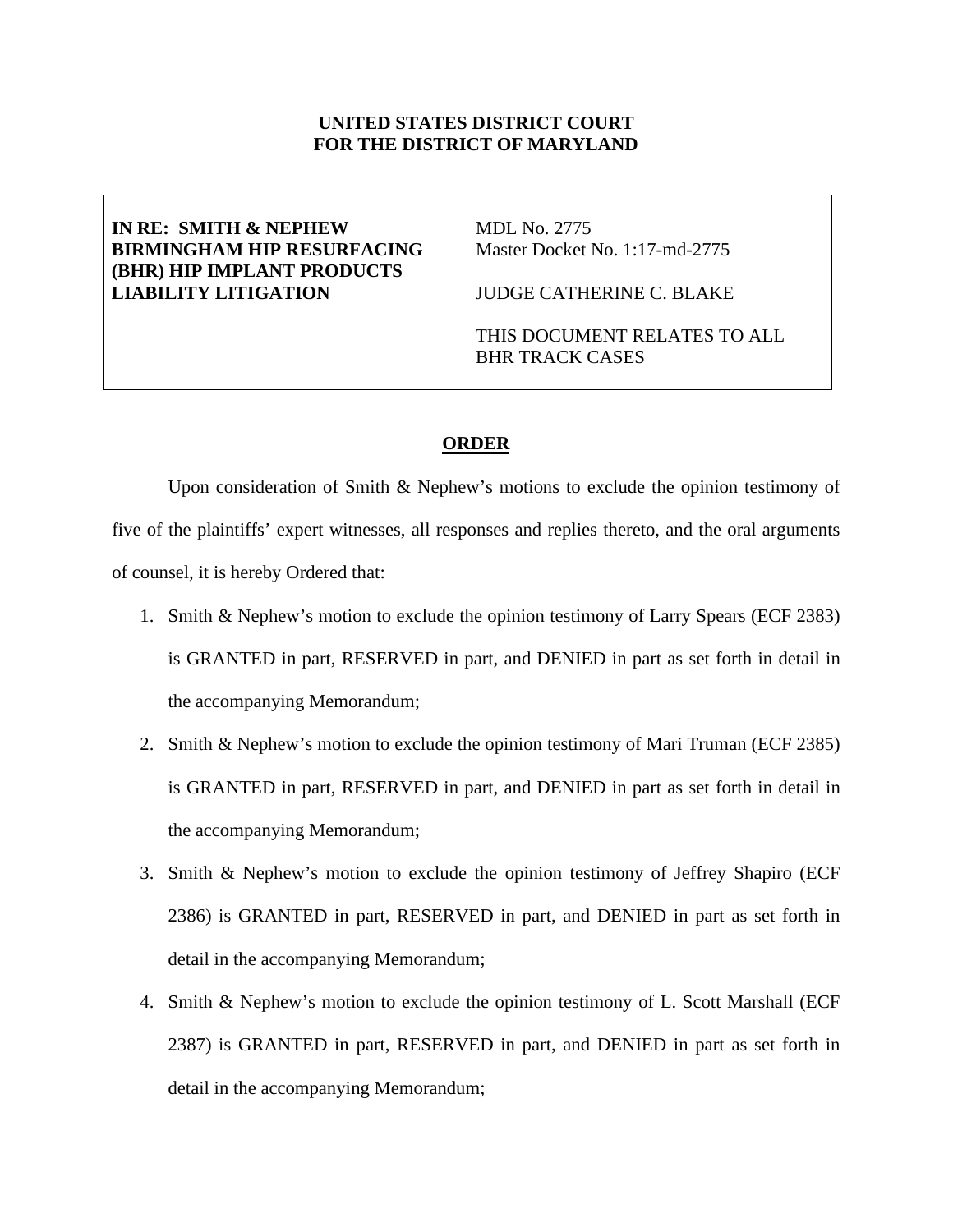**UNITED STATES DISTRICT COURT**
**FOR THE DISTRICT OF MARYLAND**

| **IN RE: SMITH & NEPHEW BIRMINGHAM HIP RESURFACING (BHR) HIP IMPLANT PRODUCTS LIABILITY LITIGATION** | MDL No. 2775<br>Master Docket No. 1:17-md-2775<br><br>JUDGE CATHERINE C. BLAKE<br><br>THIS DOCUMENT RELATES TO ALL BHR TRACK CASES |
|---|---|

## **ORDER**

Upon consideration of Smith & Nephew's motions to exclude the opinion testimony of five of the plaintiffs' expert witnesses, all responses and replies thereto, and the oral arguments of counsel, it is hereby Ordered that:

1. Smith & Nephew's motion to exclude the opinion testimony of Larry Spears (ECF 2383) is GRANTED in part, RESERVED in part, and DENIED in part as set forth in detail in the accompanying Memorandum;
2. Smith & Nephew's motion to exclude the opinion testimony of Mari Truman (ECF 2385) is GRANTED in part, RESERVED in part, and DENIED in part as set forth in detail in the accompanying Memorandum;
3. Smith & Nephew's motion to exclude the opinion testimony of Jeffrey Shapiro (ECF 2386) is GRANTED in part, RESERVED in part, and DENIED in part as set forth in detail in the accompanying Memorandum;
4. Smith & Nephew's motion to exclude the opinion testimony of L. Scott Marshall (ECF 2387) is GRANTED in part, RESERVED in part, and DENIED in part as set forth in detail in the accompanying Memorandum;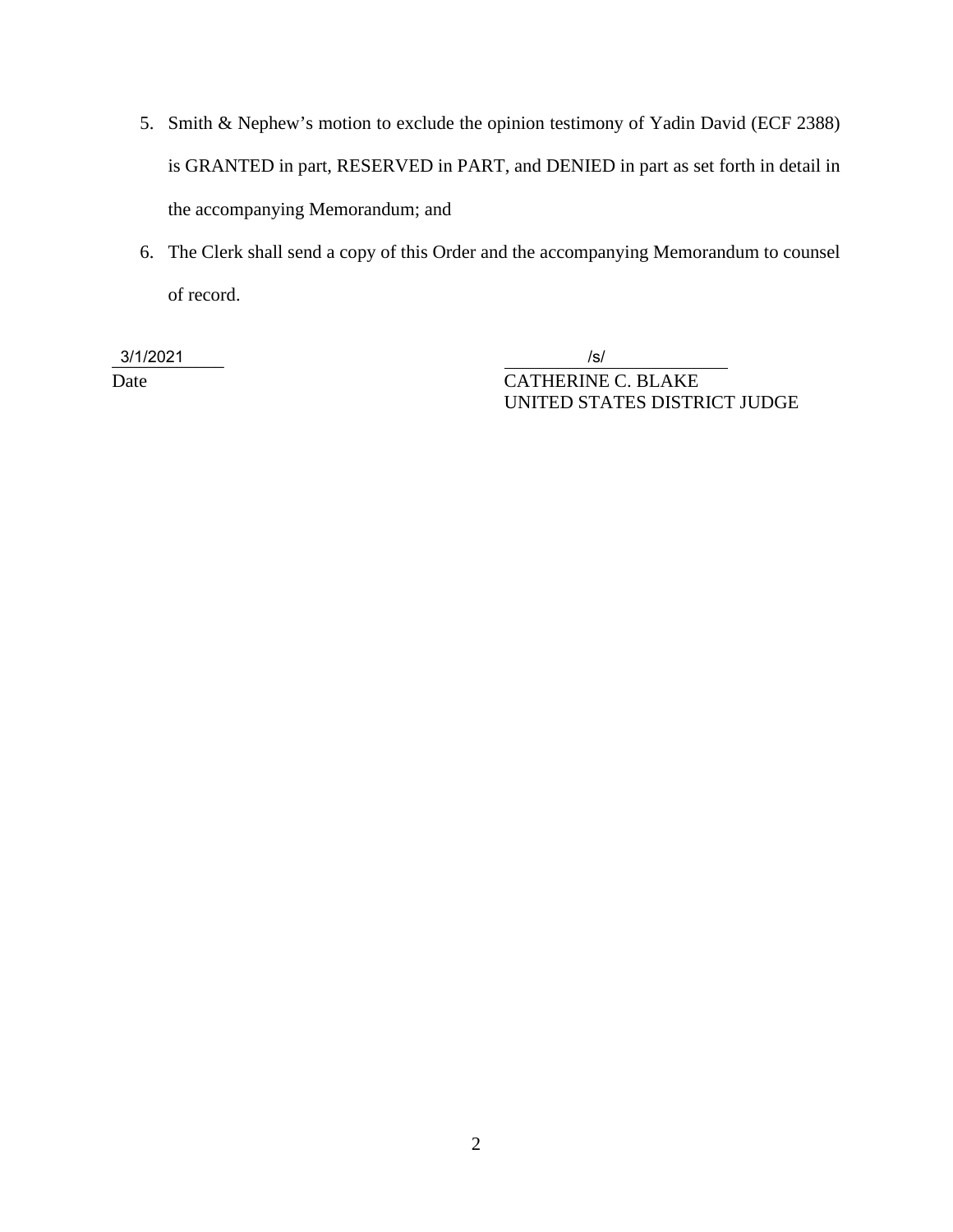5. Smith & Nephew's motion to exclude the opinion testimony of Yadin David (ECF 2388) is GRANTED in part, RESERVED in PART, and DENIED in part as set forth in detail in the accompanying Memorandum; and
6. The Clerk shall send a copy of this Order and the accompanying Memorandum to counsel of record.

3/1/2021
Date

/s/
CATHERINE C. BLAKE
UNITED STATES DISTRICT JUDGE